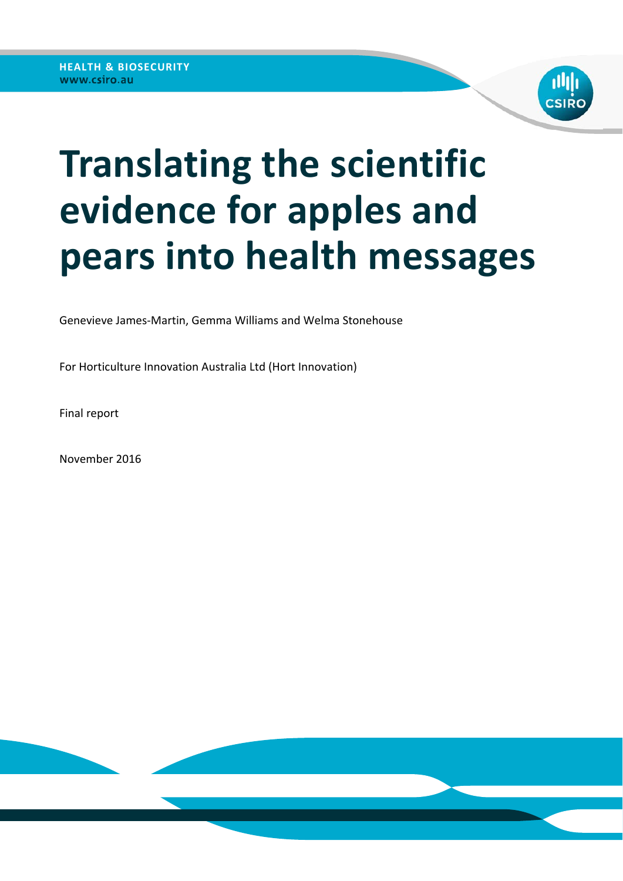HEALTH & BIOSECURITY
www.csiro.au

# Translating the scientific evidence for apples and pears into health messages

Genevieve James-Martin, Gemma Williams and Welma Stonehouse

For Horticulture Innovation Australia Ltd (Hort Innovation)

Final report

November 2016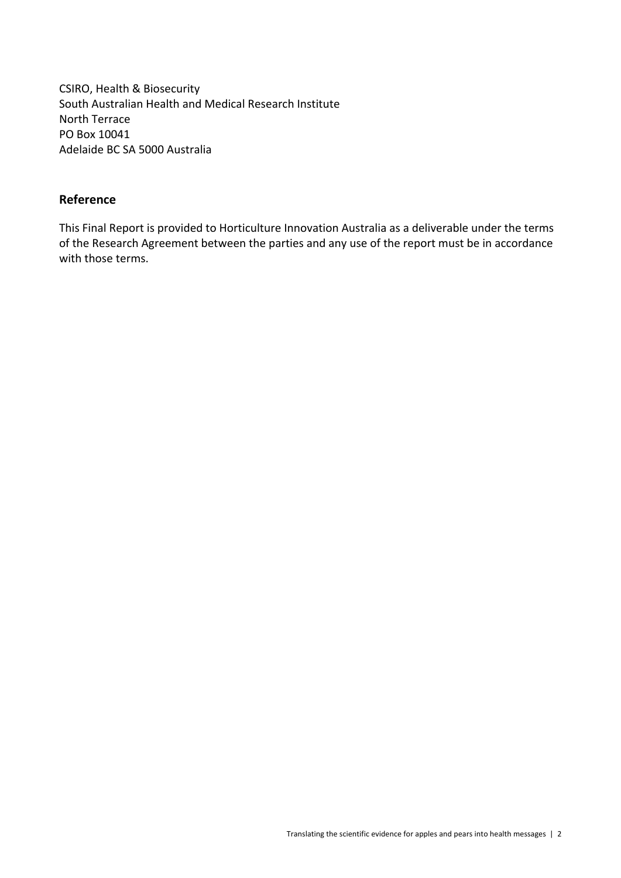CSIRO, Health & Biosecurity
South Australian Health and Medical Research Institute
North Terrace
PO Box 10041
Adelaide BC SA 5000 Australia

## Reference

This Final Report is provided to Horticulture Innovation Australia as a deliverable under the terms of the Research Agreement between the parties and any use of the report must be in accordance with those terms.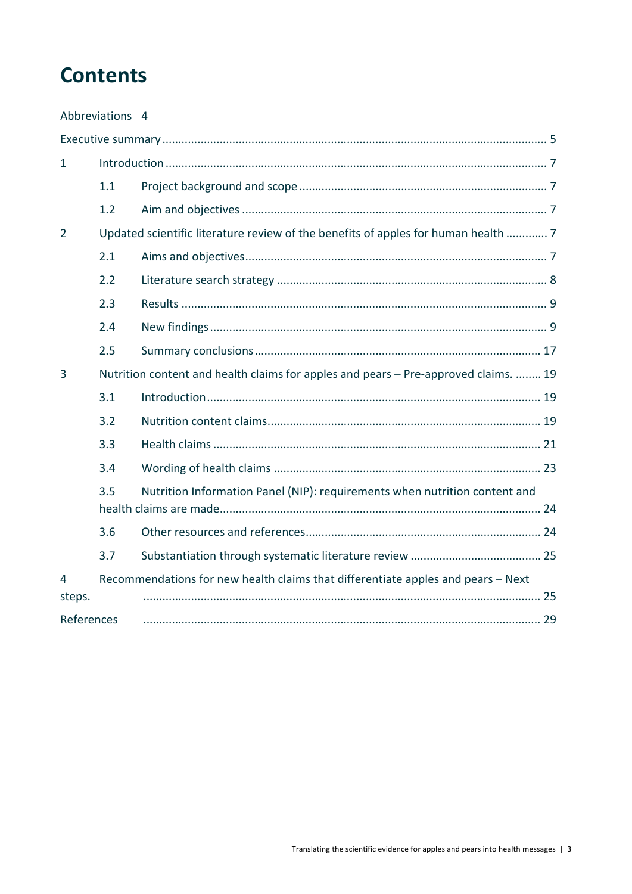# Contents

Abbreviations 4

Executive summary ........................................................................................................................ 5

1 Introduction ...................................................................................................................... 7

 1.1 Project background and scope ............................................................................ 7

 1.2 Aim and objectives ............................................................................................... 7

2 Updated scientific literature review of the benefits of apples for human health ............ 7

 2.1 Aims and objectives............................................................................................. 7

 2.2 Literature search strategy .................................................................................... 8

 2.3 Results ................................................................................................................. 9

 2.4 New findings ........................................................................................................ 9

 2.5 Summary conclusions ........................................................................................ 17

3 Nutrition content and health claims for apples and pears – Pre-approved claims. ........ 19

 3.1 Introduction ....................................................................................................... 19

 3.2 Nutrition content claims.................................................................................... 19

 3.3 Health claims ..................................................................................................... 21

 3.4 Wording of health claims ................................................................................... 23

 3.5 Nutrition Information Panel (NIP): requirements when nutrition content and health claims are made................................................................................... 24

 3.6 Other resources and references......................................................................... 24

 3.7 Substantiation through systematic literature review ........................................ 25

4 Recommendations for new health claims that differentiate apples and pears – Next steps. ........................................................................................................................... 25

References ........................................................................................................................... 29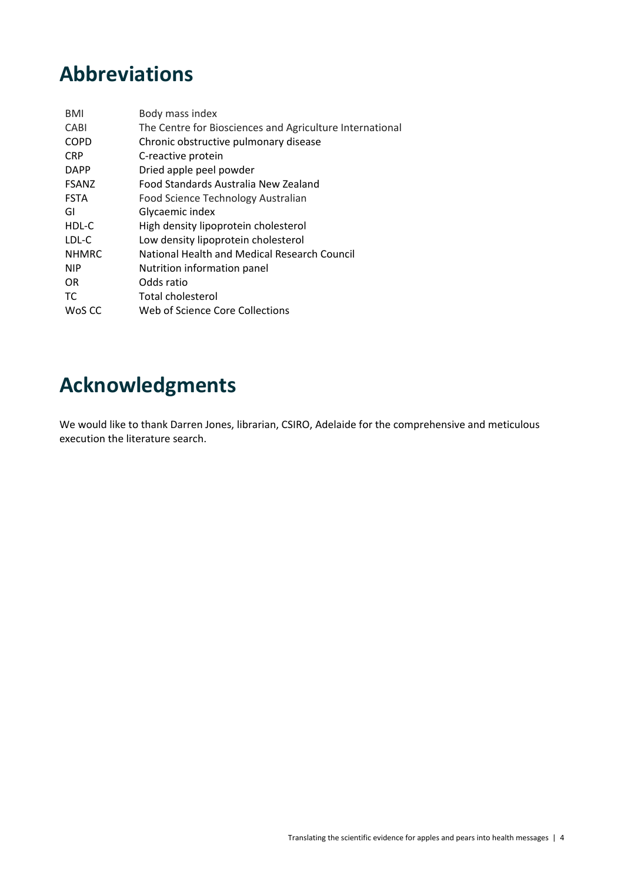# Abbreviations

| | |
|---|---|
| BMI | Body mass index |
| CABI | The Centre for Biosciences and Agriculture International |
| COPD | Chronic obstructive pulmonary disease |
| CRP | C-reactive protein |
| DAPP | Dried apple peel powder |
| FSANZ | Food Standards Australia New Zealand |
| FSTA | Food Science Technology Australian |
| GI | Glycaemic index |
| HDL-C | High density lipoprotein cholesterol |
| LDL-C | Low density lipoprotein cholesterol |
| NHMRC | National Health and Medical Research Council |
| NIP | Nutrition information panel |
| OR | Odds ratio |
| TC | Total cholesterol |
| WoS CC | Web of Science Core Collections |

# Acknowledgments

We would like to thank Darren Jones, librarian, CSIRO, Adelaide for the comprehensive and meticulous execution the literature search.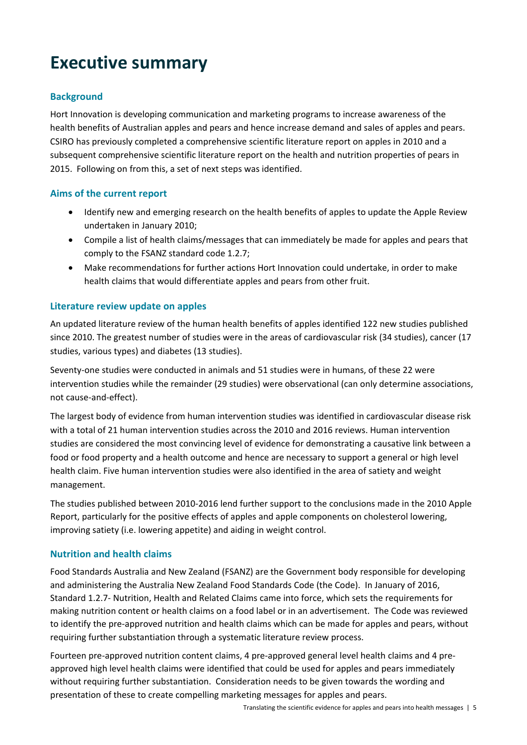# Executive summary

## Background

Hort Innovation is developing communication and marketing programs to increase awareness of the health benefits of Australian apples and pears and hence increase demand and sales of apples and pears. CSIRO has previously completed a comprehensive scientific literature report on apples in 2010 and a subsequent comprehensive scientific literature report on the health and nutrition properties of pears in 2015. Following on from this, a set of next steps was identified.

## Aims of the current report

- Identify new and emerging research on the health benefits of apples to update the Apple Review undertaken in January 2010;
- Compile a list of health claims/messages that can immediately be made for apples and pears that comply to the FSANZ standard code 1.2.7;
- Make recommendations for further actions Hort Innovation could undertake, in order to make health claims that would differentiate apples and pears from other fruit.

## Literature review update on apples

An updated literature review of the human health benefits of apples identified 122 new studies published since 2010. The greatest number of studies were in the areas of cardiovascular risk (34 studies), cancer (17 studies, various types) and diabetes (13 studies).

Seventy-one studies were conducted in animals and 51 studies were in humans, of these 22 were intervention studies while the remainder (29 studies) were observational (can only determine associations, not cause-and-effect).

The largest body of evidence from human intervention studies was identified in cardiovascular disease risk with a total of 21 human intervention studies across the 2010 and 2016 reviews. Human intervention studies are considered the most convincing level of evidence for demonstrating a causative link between a food or food property and a health outcome and hence are necessary to support a general or high level health claim. Five human intervention studies were also identified in the area of satiety and weight management.

The studies published between 2010-2016 lend further support to the conclusions made in the 2010 Apple Report, particularly for the positive effects of apples and apple components on cholesterol lowering, improving satiety (i.e. lowering appetite) and aiding in weight control.

## Nutrition and health claims

Food Standards Australia and New Zealand (FSANZ) are the Government body responsible for developing and administering the Australia New Zealand Food Standards Code (the Code). In January of 2016, Standard 1.2.7- Nutrition, Health and Related Claims came into force, which sets the requirements for making nutrition content or health claims on a food label or in an advertisement. The Code was reviewed to identify the pre-approved nutrition and health claims which can be made for apples and pears, without requiring further substantiation through a systematic literature review process.

Fourteen pre-approved nutrition content claims, 4 pre-approved general level health claims and 4 pre-approved high level health claims were identified that could be used for apples and pears immediately without requiring further substantiation. Consideration needs to be given towards the wording and presentation of these to create compelling marketing messages for apples and pears.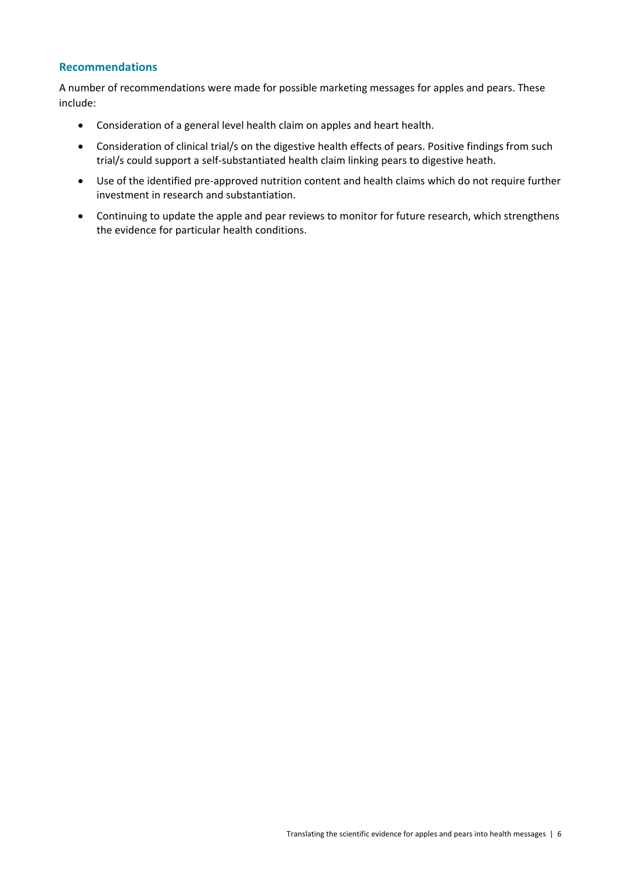## Recommendations

A number of recommendations were made for possible marketing messages for apples and pears. These include:

- Consideration of a general level health claim on apples and heart health.
- Consideration of clinical trial/s on the digestive health effects of pears. Positive findings from such trial/s could support a self-substantiated health claim linking pears to digestive heath.
- Use of the identified pre-approved nutrition content and health claims which do not require further investment in research and substantiation.
- Continuing to update the apple and pear reviews to monitor for future research, which strengthens the evidence for particular health conditions.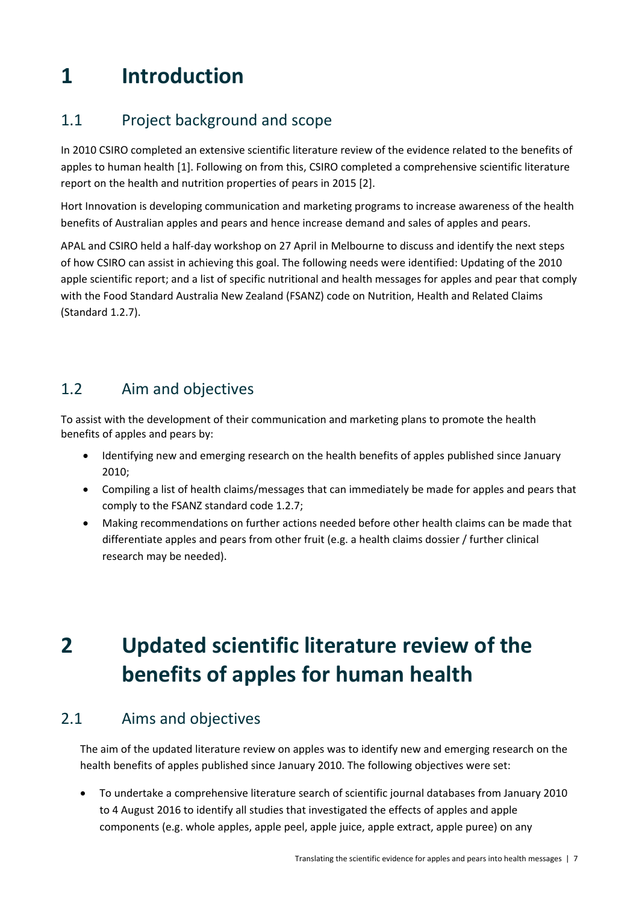# 1 Introduction

## 1.1 Project background and scope

In 2010 CSIRO completed an extensive scientific literature review of the evidence related to the benefits of apples to human health [1]. Following on from this, CSIRO completed a comprehensive scientific literature report on the health and nutrition properties of pears in 2015 [2].

Hort Innovation is developing communication and marketing programs to increase awareness of the health benefits of Australian apples and pears and hence increase demand and sales of apples and pears.

APAL and CSIRO held a half-day workshop on 27 April in Melbourne to discuss and identify the next steps of how CSIRO can assist in achieving this goal. The following needs were identified: Updating of the 2010 apple scientific report; and a list of specific nutritional and health messages for apples and pear that comply with the Food Standard Australia New Zealand (FSANZ) code on Nutrition, Health and Related Claims (Standard 1.2.7).

## 1.2 Aim and objectives

To assist with the development of their communication and marketing plans to promote the health benefits of apples and pears by:

- Identifying new and emerging research on the health benefits of apples published since January 2010;
- Compiling a list of health claims/messages that can immediately be made for apples and pears that comply to the FSANZ standard code 1.2.7;
- Making recommendations on further actions needed before other health claims can be made that differentiate apples and pears from other fruit (e.g. a health claims dossier / further clinical research may be needed).

# 2 Updated scientific literature review of the benefits of apples for human health

## 2.1 Aims and objectives

The aim of the updated literature review on apples was to identify new and emerging research on the health benefits of apples published since January 2010. The following objectives were set:

- To undertake a comprehensive literature search of scientific journal databases from January 2010 to 4 August 2016 to identify all studies that investigated the effects of apples and apple components (e.g. whole apples, apple peel, apple juice, apple extract, apple puree) on any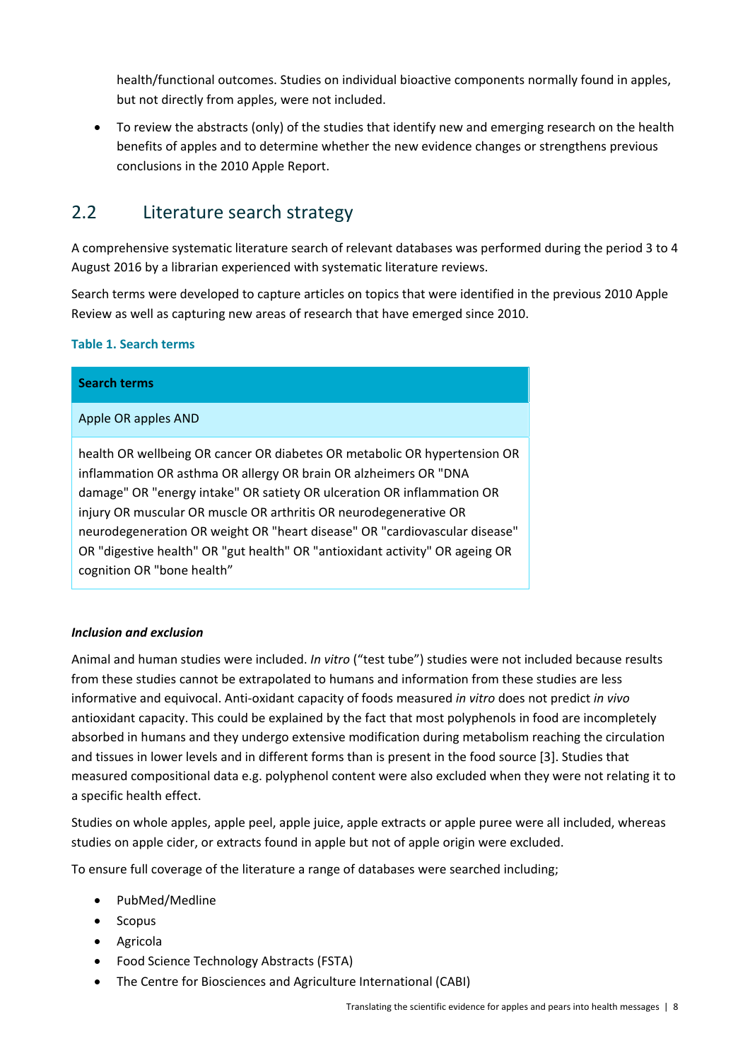health/functional outcomes. Studies on individual bioactive components normally found in apples, but not directly from apples, were not included.

- To review the abstracts (only) of the studies that identify new and emerging research on the health benefits of apples and to determine whether the new evidence changes or strengthens previous conclusions in the 2010 Apple Report.

## 2.2 Literature search strategy

A comprehensive systematic literature search of relevant databases was performed during the period 3 to 4 August 2016 by a librarian experienced with systematic literature reviews.

Search terms were developed to capture articles on topics that were identified in the previous 2010 Apple Review as well as capturing new areas of research that have emerged since 2010.

**Table 1. Search terms**

| Search terms |
|---|
| Apple OR apples AND |
| health OR wellbeing OR cancer OR diabetes OR metabolic OR hypertension OR inflammation OR asthma OR allergy OR brain OR alzheimers OR "DNA damage" OR "energy intake" OR satiety OR ulceration OR inflammation OR injury OR muscular OR muscle OR arthritis OR neurodegenerative OR neurodegeneration OR weight OR "heart disease" OR "cardiovascular disease" OR "digestive health" OR "gut health" OR "antioxidant activity" OR ageing OR cognition OR "bone health" |

***Inclusion and exclusion***

Animal and human studies were included. *In vitro* ("test tube") studies were not included because results from these studies cannot be extrapolated to humans and information from these studies are less informative and equivocal. Anti-oxidant capacity of foods measured *in vitro* does not predict *in vivo* antioxidant capacity. This could be explained by the fact that most polyphenols in food are incompletely absorbed in humans and they undergo extensive modification during metabolism reaching the circulation and tissues in lower levels and in different forms than is present in the food source [3]. Studies that measured compositional data e.g. polyphenol content were also excluded when they were not relating it to a specific health effect.

Studies on whole apples, apple peel, apple juice, apple extracts or apple puree were all included, whereas studies on apple cider, or extracts found in apple but not of apple origin were excluded.

To ensure full coverage of the literature a range of databases were searched including;

- PubMed/Medline
- Scopus
- Agricola
- Food Science Technology Abstracts (FSTA)
- The Centre for Biosciences and Agriculture International (CABI)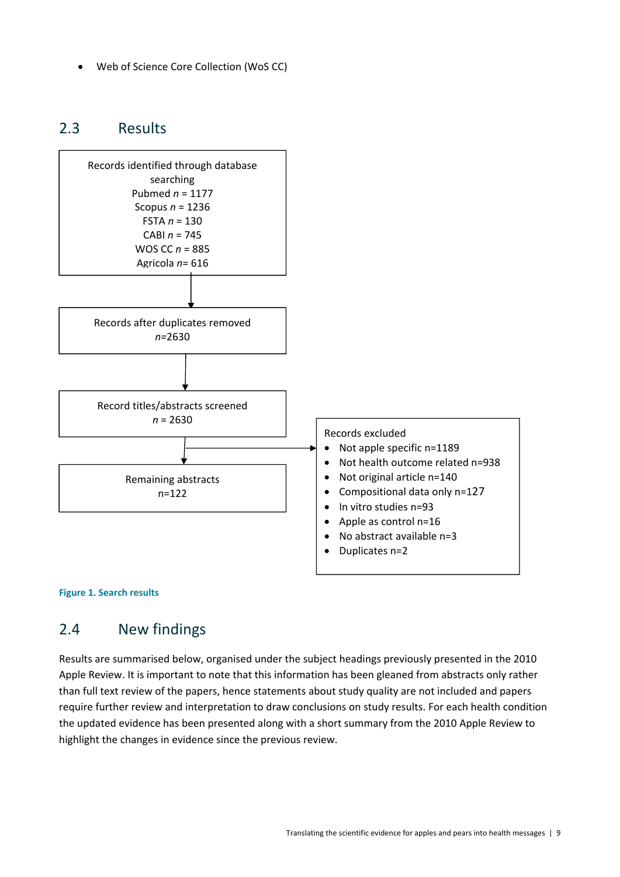- Web of Science Core Collection (WoS CC)

## 2.3 Results

Records identified through database searching
Pubmed *n* = 1177
Scopus *n* = 1236
FSTA *n* = 130
CABI *n* = 745
WOS CC *n* = 885
Agricola *n*= 616

↓

Records after duplicates removed
*n*=2630

↓

Record titles/abstracts screened
*n* = 2630

→ Records excluded
- Not apple specific n=1189
- Not health outcome related n=938
- Not original article n=140
- Compositional data only n=127
- In vitro studies n=93
- Apple as control n=16
- No abstract available n=3
- Duplicates n=2

↓

Remaining abstracts
n=122

**Figure 1. Search results**

## 2.4 New findings

Results are summarised below, organised under the subject headings previously presented in the 2010 Apple Review. It is important to note that this information has been gleaned from abstracts only rather than full text review of the papers, hence statements about study quality are not included and papers require further review and interpretation to draw conclusions on study results. For each health condition the updated evidence has been presented along with a short summary from the 2010 Apple Review to highlight the changes in evidence since the previous review.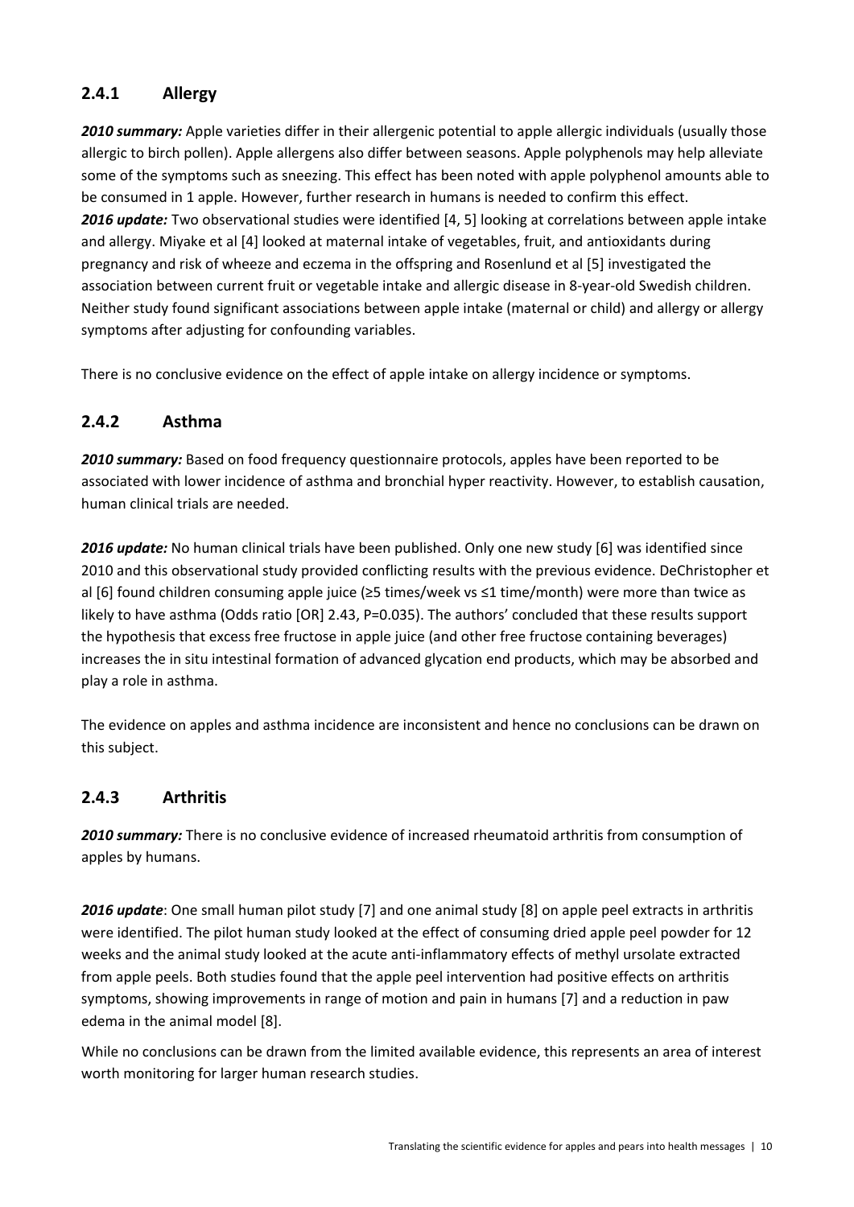### 2.4.1 Allergy

***2010 summary:*** Apple varieties differ in their allergenic potential to apple allergic individuals (usually those allergic to birch pollen). Apple allergens also differ between seasons. Apple polyphenols may help alleviate some of the symptoms such as sneezing. This effect has been noted with apple polyphenol amounts able to be consumed in 1 apple. However, further research in humans is needed to confirm this effect.
***2016 update:*** Two observational studies were identified [4, 5] looking at correlations between apple intake and allergy. Miyake et al [4] looked at maternal intake of vegetables, fruit, and antioxidants during pregnancy and risk of wheeze and eczema in the offspring and Rosenlund et al [5] investigated the association between current fruit or vegetable intake and allergic disease in 8-year-old Swedish children. Neither study found significant associations between apple intake (maternal or child) and allergy or allergy symptoms after adjusting for confounding variables.

There is no conclusive evidence on the effect of apple intake on allergy incidence or symptoms.

### 2.4.2 Asthma

***2010 summary:*** Based on food frequency questionnaire protocols, apples have been reported to be associated with lower incidence of asthma and bronchial hyper reactivity. However, to establish causation, human clinical trials are needed.

***2016 update:*** No human clinical trials have been published. Only one new study [6] was identified since 2010 and this observational study provided conflicting results with the previous evidence. DeChristopher et al [6] found children consuming apple juice (≥5 times/week vs ≤1 time/month) were more than twice as likely to have asthma (Odds ratio [OR] 2.43, P=0.035). The authors' concluded that these results support the hypothesis that excess free fructose in apple juice (and other free fructose containing beverages) increases the in situ intestinal formation of advanced glycation end products, which may be absorbed and play a role in asthma.

The evidence on apples and asthma incidence are inconsistent and hence no conclusions can be drawn on this subject.

### 2.4.3 Arthritis

***2010 summary:*** There is no conclusive evidence of increased rheumatoid arthritis from consumption of apples by humans.

***2016 update***: One small human pilot study [7] and one animal study [8] on apple peel extracts in arthritis were identified. The pilot human study looked at the effect of consuming dried apple peel powder for 12 weeks and the animal study looked at the acute anti-inflammatory effects of methyl ursolate extracted from apple peels. Both studies found that the apple peel intervention had positive effects on arthritis symptoms, showing improvements in range of motion and pain in humans [7] and a reduction in paw edema in the animal model [8].

While no conclusions can be drawn from the limited available evidence, this represents an area of interest worth monitoring for larger human research studies.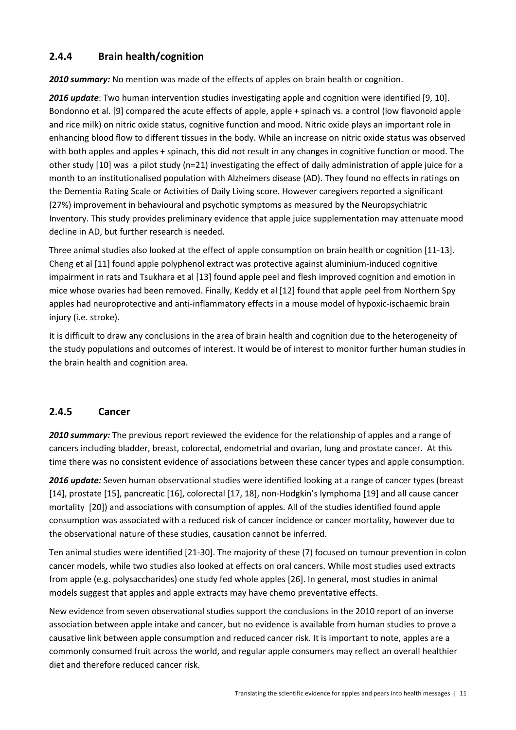### 2.4.4 Brain health/cognition

***2010 summary:*** No mention was made of the effects of apples on brain health or cognition.

***2016 update***: Two human intervention studies investigating apple and cognition were identified [9, 10]. Bondonno et al. [9] compared the acute effects of apple, apple + spinach vs. a control (low flavonoid apple and rice milk) on nitric oxide status, cognitive function and mood. Nitric oxide plays an important role in enhancing blood flow to different tissues in the body. While an increase on nitric oxide status was observed with both apples and apples + spinach, this did not result in any changes in cognitive function or mood. The other study [10] was a pilot study (n=21) investigating the effect of daily administration of apple juice for a month to an institutionalised population with Alzheimers disease (AD). They found no effects in ratings on the Dementia Rating Scale or Activities of Daily Living score. However caregivers reported a significant (27%) improvement in behavioural and psychotic symptoms as measured by the Neuropsychiatric Inventory. This study provides preliminary evidence that apple juice supplementation may attenuate mood decline in AD, but further research is needed.

Three animal studies also looked at the effect of apple consumption on brain health or cognition [11-13]. Cheng et al [11] found apple polyphenol extract was protective against aluminium-induced cognitive impairment in rats and Tsukhara et al [13] found apple peel and flesh improved cognition and emotion in mice whose ovaries had been removed. Finally, Keddy et al [12] found that apple peel from Northern Spy apples had neuroprotective and anti-inflammatory effects in a mouse model of hypoxic-ischaemic brain injury (i.e. stroke).

It is difficult to draw any conclusions in the area of brain health and cognition due to the heterogeneity of the study populations and outcomes of interest. It would be of interest to monitor further human studies in the brain health and cognition area.

### 2.4.5 Cancer

***2010 summary:*** The previous report reviewed the evidence for the relationship of apples and a range of cancers including bladder, breast, colorectal, endometrial and ovarian, lung and prostate cancer. At this time there was no consistent evidence of associations between these cancer types and apple consumption.

***2016 update:*** Seven human observational studies were identified looking at a range of cancer types (breast [14], prostate [15], pancreatic [16], colorectal [17, 18], non-Hodgkin's lymphoma [19] and all cause cancer mortality [20]) and associations with consumption of apples. All of the studies identified found apple consumption was associated with a reduced risk of cancer incidence or cancer mortality, however due to the observational nature of these studies, causation cannot be inferred.

Ten animal studies were identified [21-30]. The majority of these (7) focused on tumour prevention in colon cancer models, while two studies also looked at effects on oral cancers. While most studies used extracts from apple (e.g. polysaccharides) one study fed whole apples [26]. In general, most studies in animal models suggest that apples and apple extracts may have chemo preventative effects.

New evidence from seven observational studies support the conclusions in the 2010 report of an inverse association between apple intake and cancer, but no evidence is available from human studies to prove a causative link between apple consumption and reduced cancer risk. It is important to note, apples are a commonly consumed fruit across the world, and regular apple consumers may reflect an overall healthier diet and therefore reduced cancer risk.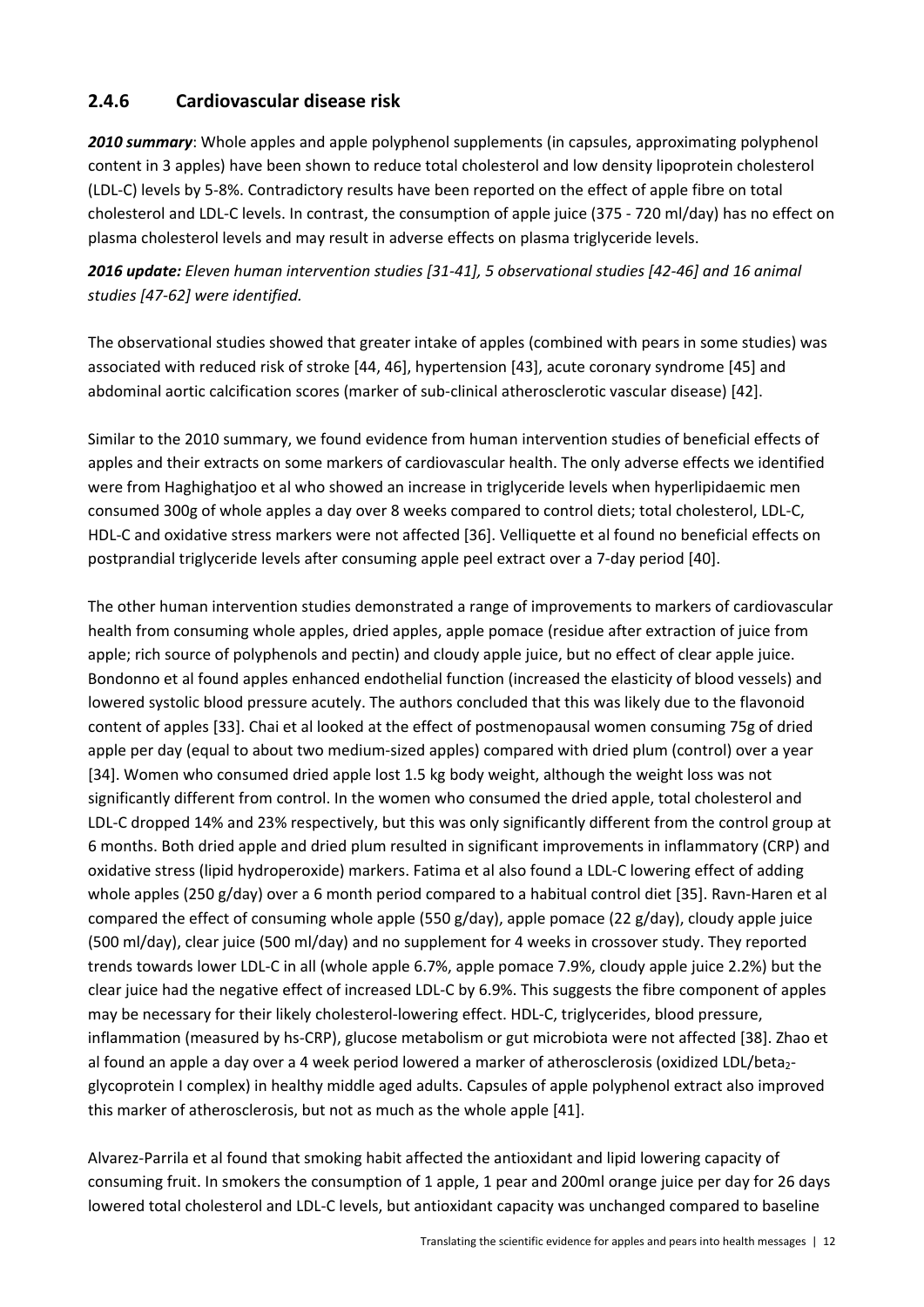### 2.4.6 Cardiovascular disease risk

***2010 summary***: Whole apples and apple polyphenol supplements (in capsules, approximating polyphenol content in 3 apples) have been shown to reduce total cholesterol and low density lipoprotein cholesterol (LDL-C) levels by 5-8%. Contradictory results have been reported on the effect of apple fibre on total cholesterol and LDL-C levels. In contrast, the consumption of apple juice (375 - 720 ml/day) has no effect on plasma cholesterol levels and may result in adverse effects on plasma triglyceride levels.

***2016 update:*** *Eleven human intervention studies [31-41], 5 observational studies [42-46] and 16 animal studies [47-62] were identified.*

The observational studies showed that greater intake of apples (combined with pears in some studies) was associated with reduced risk of stroke [44, 46], hypertension [43], acute coronary syndrome [45] and abdominal aortic calcification scores (marker of sub-clinical atherosclerotic vascular disease) [42].

Similar to the 2010 summary, we found evidence from human intervention studies of beneficial effects of apples and their extracts on some markers of cardiovascular health. The only adverse effects we identified were from Haghighatjoo et al who showed an increase in triglyceride levels when hyperlipidaemic men consumed 300g of whole apples a day over 8 weeks compared to control diets; total cholesterol, LDL-C, HDL-C and oxidative stress markers were not affected [36]. Velliquette et al found no beneficial effects on postprandial triglyceride levels after consuming apple peel extract over a 7-day period [40].

The other human intervention studies demonstrated a range of improvements to markers of cardiovascular health from consuming whole apples, dried apples, apple pomace (residue after extraction of juice from apple; rich source of polyphenols and pectin) and cloudy apple juice, but no effect of clear apple juice. Bondonno et al found apples enhanced endothelial function (increased the elasticity of blood vessels) and lowered systolic blood pressure acutely. The authors concluded that this was likely due to the flavonoid content of apples [33]. Chai et al looked at the effect of postmenopausal women consuming 75g of dried apple per day (equal to about two medium-sized apples) compared with dried plum (control) over a year [34]. Women who consumed dried apple lost 1.5 kg body weight, although the weight loss was not significantly different from control. In the women who consumed the dried apple, total cholesterol and LDL-C dropped 14% and 23% respectively, but this was only significantly different from the control group at 6 months. Both dried apple and dried plum resulted in significant improvements in inflammatory (CRP) and oxidative stress (lipid hydroperoxide) markers. Fatima et al also found a LDL-C lowering effect of adding whole apples (250 g/day) over a 6 month period compared to a habitual control diet [35]. Ravn-Haren et al compared the effect of consuming whole apple (550 g/day), apple pomace (22 g/day), cloudy apple juice (500 ml/day), clear juice (500 ml/day) and no supplement for 4 weeks in crossover study. They reported trends towards lower LDL-C in all (whole apple 6.7%, apple pomace 7.9%, cloudy apple juice 2.2%) but the clear juice had the negative effect of increased LDL-C by 6.9%. This suggests the fibre component of apples may be necessary for their likely cholesterol-lowering effect. HDL-C, triglycerides, blood pressure, inflammation (measured by hs-CRP), glucose metabolism or gut microbiota were not affected [38]. Zhao et al found an apple a day over a 4 week period lowered a marker of atherosclerosis (oxidized LDL/beta$_2$-glycoprotein I complex) in healthy middle aged adults. Capsules of apple polyphenol extract also improved this marker of atherosclerosis, but not as much as the whole apple [41].

Alvarez-Parrila et al found that smoking habit affected the antioxidant and lipid lowering capacity of consuming fruit. In smokers the consumption of 1 apple, 1 pear and 200ml orange juice per day for 26 days lowered total cholesterol and LDL-C levels, but antioxidant capacity was unchanged compared to baseline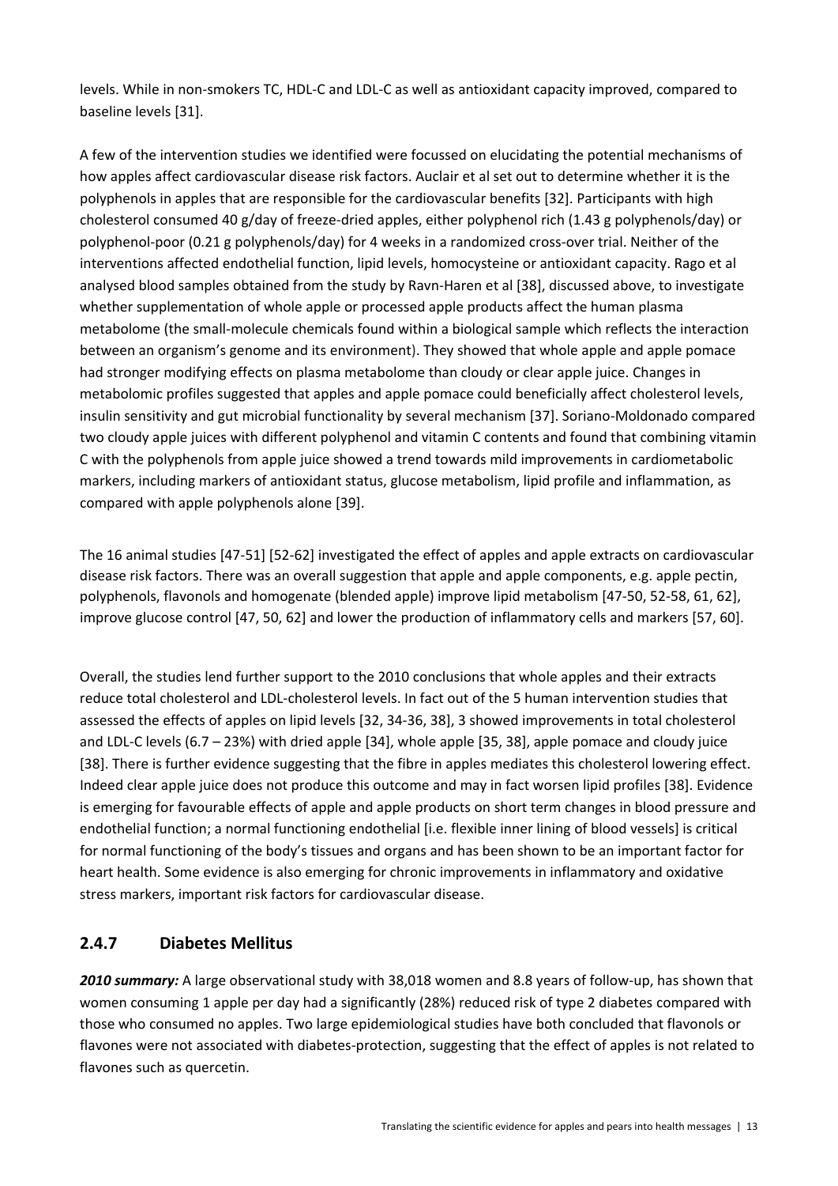levels. While in non-smokers TC, HDL-C and LDL-C as well as antioxidant capacity improved, compared to baseline levels [31].

A few of the intervention studies we identified were focussed on elucidating the potential mechanisms of how apples affect cardiovascular disease risk factors. Auclair et al set out to determine whether it is the polyphenols in apples that are responsible for the cardiovascular benefits [32]. Participants with high cholesterol consumed 40 g/day of freeze-dried apples, either polyphenol rich (1.43 g polyphenols/day) or polyphenol-poor (0.21 g polyphenols/day) for 4 weeks in a randomized cross-over trial. Neither of the interventions affected endothelial function, lipid levels, homocysteine or antioxidant capacity. Rago et al analysed blood samples obtained from the study by Ravn-Haren et al [38], discussed above, to investigate whether supplementation of whole apple or processed apple products affect the human plasma metabolome (the small-molecule chemicals found within a biological sample which reflects the interaction between an organism's genome and its environment). They showed that whole apple and apple pomace had stronger modifying effects on plasma metabolome than cloudy or clear apple juice. Changes in metabolomic profiles suggested that apples and apple pomace could beneficially affect cholesterol levels, insulin sensitivity and gut microbial functionality by several mechanism [37]. Soriano-Moldonado compared two cloudy apple juices with different polyphenol and vitamin C contents and found that combining vitamin C with the polyphenols from apple juice showed a trend towards mild improvements in cardiometabolic markers, including markers of antioxidant status, glucose metabolism, lipid profile and inflammation, as compared with apple polyphenols alone [39].

The 16 animal studies [47-51] [52-62] investigated the effect of apples and apple extracts on cardiovascular disease risk factors. There was an overall suggestion that apple and apple components, e.g. apple pectin, polyphenols, flavonols and homogenate (blended apple) improve lipid metabolism [47-50, 52-58, 61, 62], improve glucose control [47, 50, 62] and lower the production of inflammatory cells and markers [57, 60].

Overall, the studies lend further support to the 2010 conclusions that whole apples and their extracts reduce total cholesterol and LDL-cholesterol levels. In fact out of the 5 human intervention studies that assessed the effects of apples on lipid levels [32, 34-36, 38], 3 showed improvements in total cholesterol and LDL-C levels (6.7 – 23%) with dried apple [34], whole apple [35, 38], apple pomace and cloudy juice [38]. There is further evidence suggesting that the fibre in apples mediates this cholesterol lowering effect. Indeed clear apple juice does not produce this outcome and may in fact worsen lipid profiles [38]. Evidence is emerging for favourable effects of apple and apple products on short term changes in blood pressure and endothelial function; a normal functioning endothelial [i.e. flexible inner lining of blood vessels] is critical for normal functioning of the body's tissues and organs and has been shown to be an important factor for heart health. Some evidence is also emerging for chronic improvements in inflammatory and oxidative stress markers, important risk factors for cardiovascular disease.

### 2.4.7 Diabetes Mellitus

***2010 summary:*** A large observational study with 38,018 women and 8.8 years of follow-up, has shown that women consuming 1 apple per day had a significantly (28%) reduced risk of type 2 diabetes compared with those who consumed no apples. Two large epidemiological studies have both concluded that flavonols or flavones were not associated with diabetes-protection, suggesting that the effect of apples is not related to flavones such as quercetin.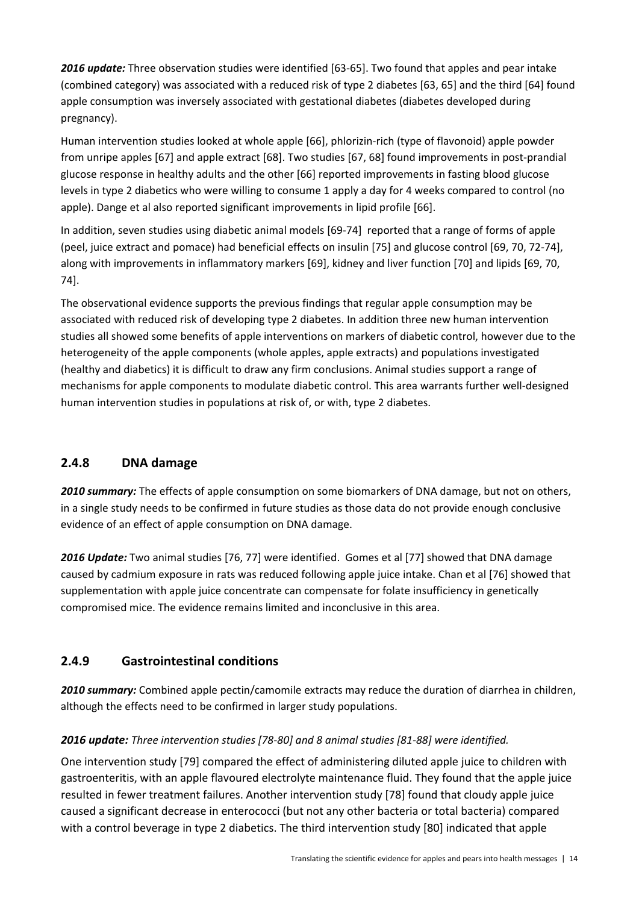***2016 update:*** Three observation studies were identified [63-65]. Two found that apples and pear intake (combined category) was associated with a reduced risk of type 2 diabetes [63, 65] and the third [64] found apple consumption was inversely associated with gestational diabetes (diabetes developed during pregnancy).

Human intervention studies looked at whole apple [66], phlorizin-rich (type of flavonoid) apple powder from unripe apples [67] and apple extract [68]. Two studies [67, 68] found improvements in post-prandial glucose response in healthy adults and the other [66] reported improvements in fasting blood glucose levels in type 2 diabetics who were willing to consume 1 apply a day for 4 weeks compared to control (no apple). Dange et al also reported significant improvements in lipid profile [66].

In addition, seven studies using diabetic animal models [69-74] reported that a range of forms of apple (peel, juice extract and pomace) had beneficial effects on insulin [75] and glucose control [69, 70, 72-74], along with improvements in inflammatory markers [69], kidney and liver function [70] and lipids [69, 70, 74].

The observational evidence supports the previous findings that regular apple consumption may be associated with reduced risk of developing type 2 diabetes. In addition three new human intervention studies all showed some benefits of apple interventions on markers of diabetic control, however due to the heterogeneity of the apple components (whole apples, apple extracts) and populations investigated (healthy and diabetics) it is difficult to draw any firm conclusions. Animal studies support a range of mechanisms for apple components to modulate diabetic control. This area warrants further well-designed human intervention studies in populations at risk of, or with, type 2 diabetes.

### 2.4.8 DNA damage

***2010 summary:*** The effects of apple consumption on some biomarkers of DNA damage, but not on others, in a single study needs to be confirmed in future studies as those data do not provide enough conclusive evidence of an effect of apple consumption on DNA damage.

***2016 Update:*** Two animal studies [76, 77] were identified. Gomes et al [77] showed that DNA damage caused by cadmium exposure in rats was reduced following apple juice intake. Chan et al [76] showed that supplementation with apple juice concentrate can compensate for folate insufficiency in genetically compromised mice. The evidence remains limited and inconclusive in this area.

### 2.4.9 Gastrointestinal conditions

***2010 summary:*** Combined apple pectin/camomile extracts may reduce the duration of diarrhea in children, although the effects need to be confirmed in larger study populations.

***2016 update:** Three intervention studies [78-80] and 8 animal studies [81-88] were identified.*

One intervention study [79] compared the effect of administering diluted apple juice to children with gastroenteritis, with an apple flavoured electrolyte maintenance fluid. They found that the apple juice resulted in fewer treatment failures. Another intervention study [78] found that cloudy apple juice caused a significant decrease in enterococci (but not any other bacteria or total bacteria) compared with a control beverage in type 2 diabetics. The third intervention study [80] indicated that apple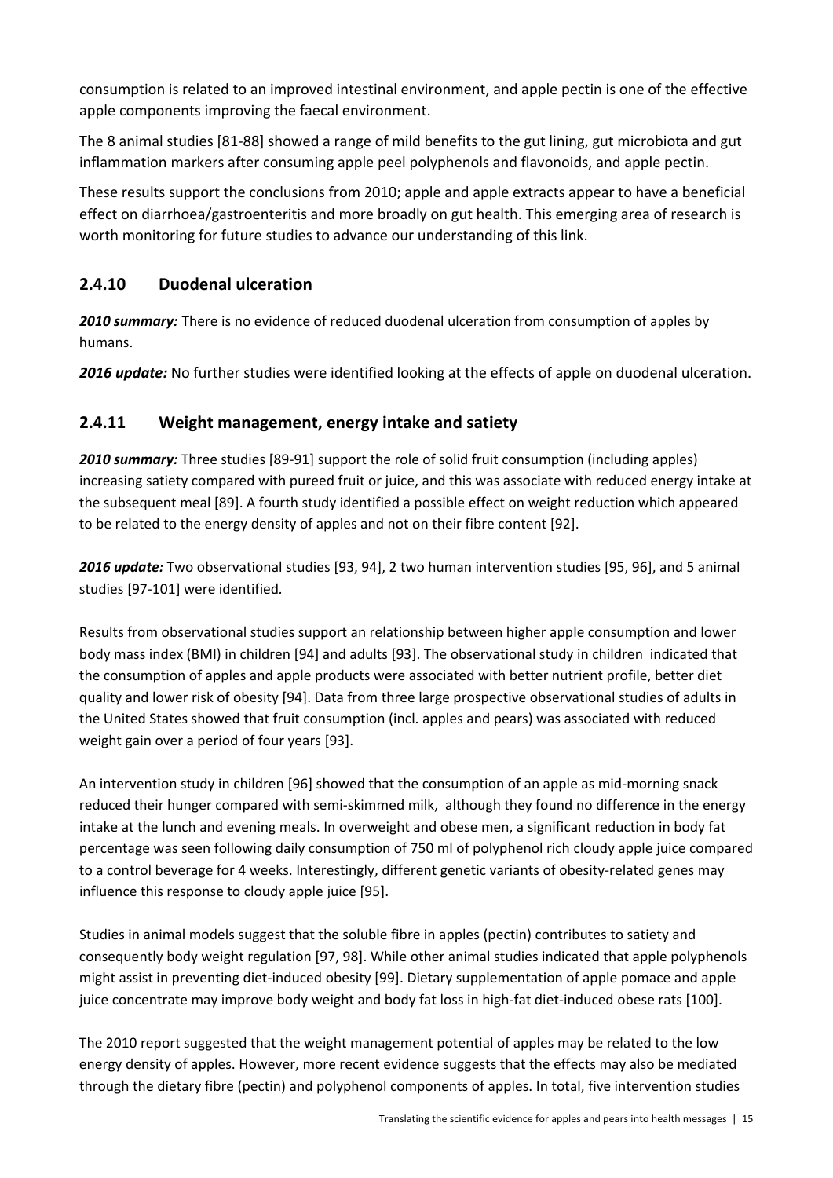consumption is related to an improved intestinal environment, and apple pectin is one of the effective apple components improving the faecal environment.

The 8 animal studies [81-88] showed a range of mild benefits to the gut lining, gut microbiota and gut inflammation markers after consuming apple peel polyphenols and flavonoids, and apple pectin.

These results support the conclusions from 2010; apple and apple extracts appear to have a beneficial effect on diarrhoea/gastroenteritis and more broadly on gut health. This emerging area of research is worth monitoring for future studies to advance our understanding of this link.

### 2.4.10 Duodenal ulceration

***2010 summary:*** There is no evidence of reduced duodenal ulceration from consumption of apples by humans.

***2016 update:*** No further studies were identified looking at the effects of apple on duodenal ulceration.

### 2.4.11 Weight management, energy intake and satiety

***2010 summary:*** Three studies [89-91] support the role of solid fruit consumption (including apples) increasing satiety compared with pureed fruit or juice, and this was associate with reduced energy intake at the subsequent meal [89]. A fourth study identified a possible effect on weight reduction which appeared to be related to the energy density of apples and not on their fibre content [92].

***2016 update:*** Two observational studies [93, 94], 2 two human intervention studies [95, 96], and 5 animal studies [97-101] were identified.

Results from observational studies support an relationship between higher apple consumption and lower body mass index (BMI) in children [94] and adults [93]. The observational study in children indicated that the consumption of apples and apple products were associated with better nutrient profile, better diet quality and lower risk of obesity [94]. Data from three large prospective observational studies of adults in the United States showed that fruit consumption (incl. apples and pears) was associated with reduced weight gain over a period of four years [93].

An intervention study in children [96] showed that the consumption of an apple as mid-morning snack reduced their hunger compared with semi-skimmed milk, although they found no difference in the energy intake at the lunch and evening meals. In overweight and obese men, a significant reduction in body fat percentage was seen following daily consumption of 750 ml of polyphenol rich cloudy apple juice compared to a control beverage for 4 weeks. Interestingly, different genetic variants of obesity-related genes may influence this response to cloudy apple juice [95].

Studies in animal models suggest that the soluble fibre in apples (pectin) contributes to satiety and consequently body weight regulation [97, 98]. While other animal studies indicated that apple polyphenols might assist in preventing diet-induced obesity [99]. Dietary supplementation of apple pomace and apple juice concentrate may improve body weight and body fat loss in high-fat diet-induced obese rats [100].

The 2010 report suggested that the weight management potential of apples may be related to the low energy density of apples. However, more recent evidence suggests that the effects may also be mediated through the dietary fibre (pectin) and polyphenol components of apples. In total, five intervention studies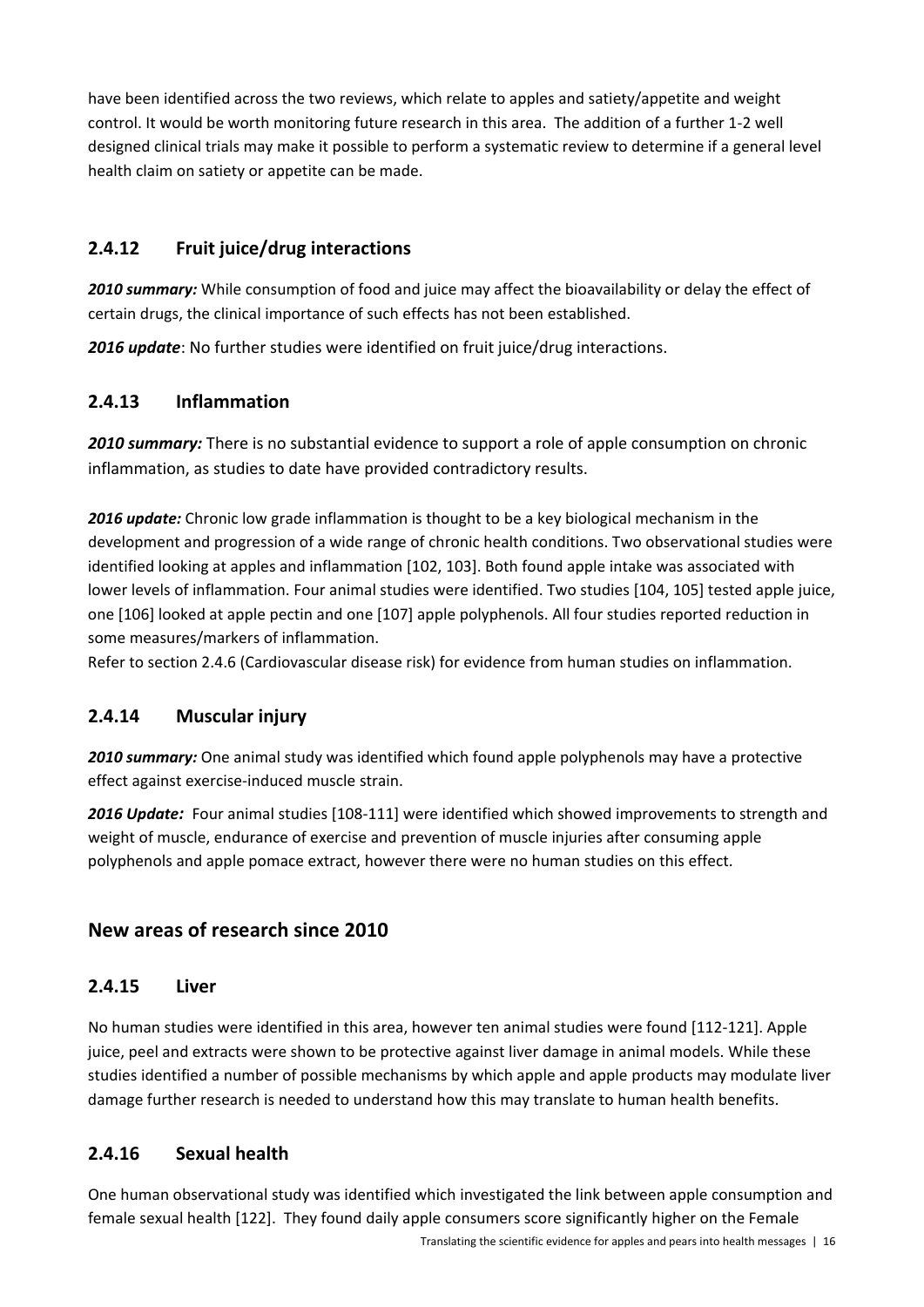have been identified across the two reviews, which relate to apples and satiety/appetite and weight control. It would be worth monitoring future research in this area. The addition of a further 1-2 well designed clinical trials may make it possible to perform a systematic review to determine if a general level health claim on satiety or appetite can be made.

### 2.4.12 Fruit juice/drug interactions

***2010 summary:*** While consumption of food and juice may affect the bioavailability or delay the effect of certain drugs, the clinical importance of such effects has not been established.

***2016 update***: No further studies were identified on fruit juice/drug interactions.

### 2.4.13 Inflammation

***2010 summary:*** There is no substantial evidence to support a role of apple consumption on chronic inflammation, as studies to date have provided contradictory results.

***2016 update:*** Chronic low grade inflammation is thought to be a key biological mechanism in the development and progression of a wide range of chronic health conditions. Two observational studies were identified looking at apples and inflammation [102, 103]. Both found apple intake was associated with lower levels of inflammation. Four animal studies were identified. Two studies [104, 105] tested apple juice, one [106] looked at apple pectin and one [107] apple polyphenols. All four studies reported reduction in some measures/markers of inflammation.

Refer to section 2.4.6 (Cardiovascular disease risk) for evidence from human studies on inflammation.

### 2.4.14 Muscular injury

***2010 summary:*** One animal study was identified which found apple polyphenols may have a protective effect against exercise-induced muscle strain.

***2016 Update:*** Four animal studies [108-111] were identified which showed improvements to strength and weight of muscle, endurance of exercise and prevention of muscle injuries after consuming apple polyphenols and apple pomace extract, however there were no human studies on this effect.

## New areas of research since 2010

### 2.4.15 Liver

No human studies were identified in this area, however ten animal studies were found [112-121]. Apple juice, peel and extracts were shown to be protective against liver damage in animal models. While these studies identified a number of possible mechanisms by which apple and apple products may modulate liver damage further research is needed to understand how this may translate to human health benefits.

### 2.4.16 Sexual health

One human observational study was identified which investigated the link between apple consumption and female sexual health [122]. They found daily apple consumers score significantly higher on the Female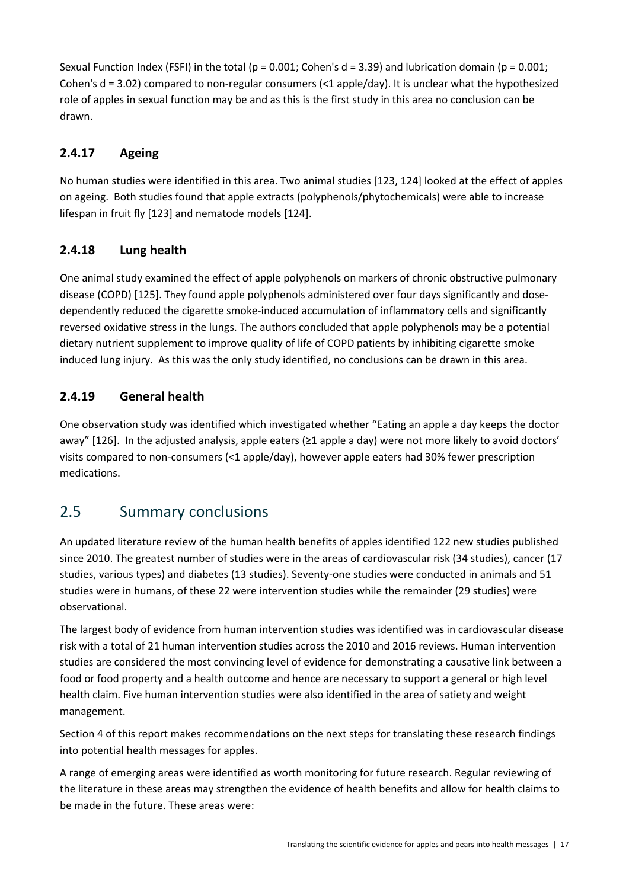Sexual Function Index (FSFI) in the total ($p = 0.001$; Cohen's $d = 3.39$) and lubrication domain ($p = 0.001$; Cohen's $d = 3.02$) compared to non-regular consumers (<1 apple/day). It is unclear what the hypothesized role of apples in sexual function may be and as this is the first study in this area no conclusion can be drawn.

### 2.4.17 Ageing

No human studies were identified in this area. Two animal studies [123, 124] looked at the effect of apples on ageing. Both studies found that apple extracts (polyphenols/phytochemicals) were able to increase lifespan in fruit fly [123] and nematode models [124].

### 2.4.18 Lung health

One animal study examined the effect of apple polyphenols on markers of chronic obstructive pulmonary disease (COPD) [125]. They found apple polyphenols administered over four days significantly and dose-dependently reduced the cigarette smoke-induced accumulation of inflammatory cells and significantly reversed oxidative stress in the lungs. The authors concluded that apple polyphenols may be a potential dietary nutrient supplement to improve quality of life of COPD patients by inhibiting cigarette smoke induced lung injury. As this was the only study identified, no conclusions can be drawn in this area.

### 2.4.19 General health

One observation study was identified which investigated whether "Eating an apple a day keeps the doctor away" [126]. In the adjusted analysis, apple eaters (≥1 apple a day) were not more likely to avoid doctors' visits compared to non-consumers (<1 apple/day), however apple eaters had 30% fewer prescription medications.

## 2.5 Summary conclusions

An updated literature review of the human health benefits of apples identified 122 new studies published since 2010. The greatest number of studies were in the areas of cardiovascular risk (34 studies), cancer (17 studies, various types) and diabetes (13 studies). Seventy-one studies were conducted in animals and 51 studies were in humans, of these 22 were intervention studies while the remainder (29 studies) were observational.

The largest body of evidence from human intervention studies was identified was in cardiovascular disease risk with a total of 21 human intervention studies across the 2010 and 2016 reviews. Human intervention studies are considered the most convincing level of evidence for demonstrating a causative link between a food or food property and a health outcome and hence are necessary to support a general or high level health claim. Five human intervention studies were also identified in the area of satiety and weight management.

Section 4 of this report makes recommendations on the next steps for translating these research findings into potential health messages for apples.

A range of emerging areas were identified as worth monitoring for future research. Regular reviewing of the literature in these areas may strengthen the evidence of health benefits and allow for health claims to be made in the future. These areas were: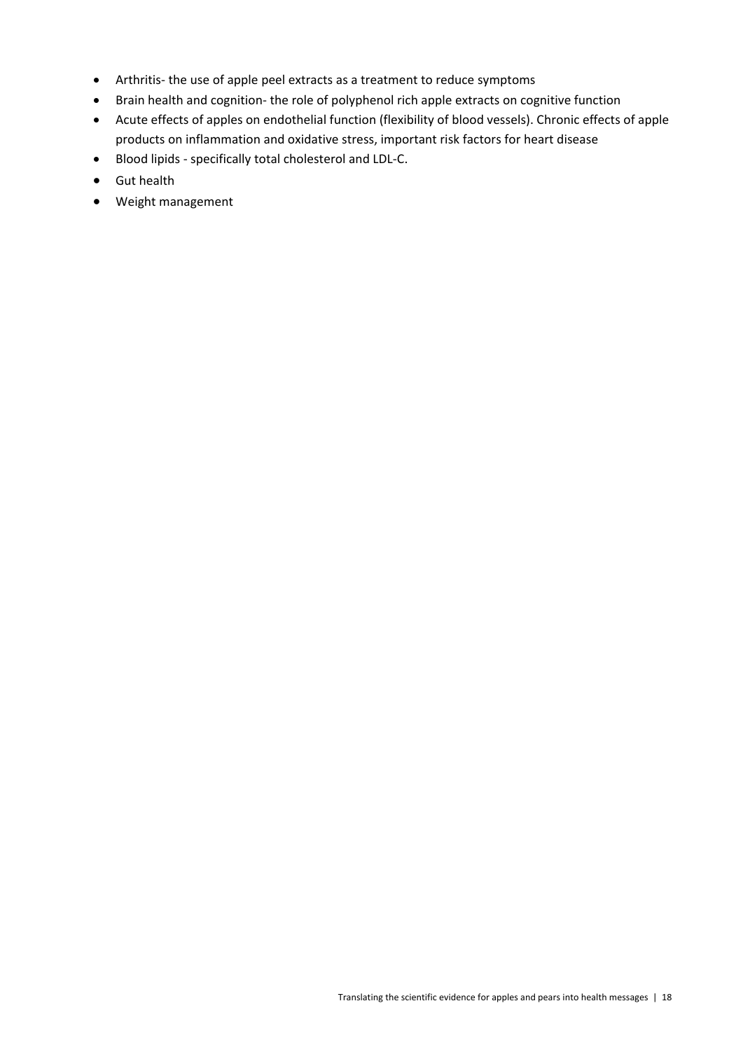- Arthritis- the use of apple peel extracts as a treatment to reduce symptoms
- Brain health and cognition- the role of polyphenol rich apple extracts on cognitive function
- Acute effects of apples on endothelial function (flexibility of blood vessels). Chronic effects of apple products on inflammation and oxidative stress, important risk factors for heart disease
- Blood lipids - specifically total cholesterol and LDL-C.
- Gut health
- Weight management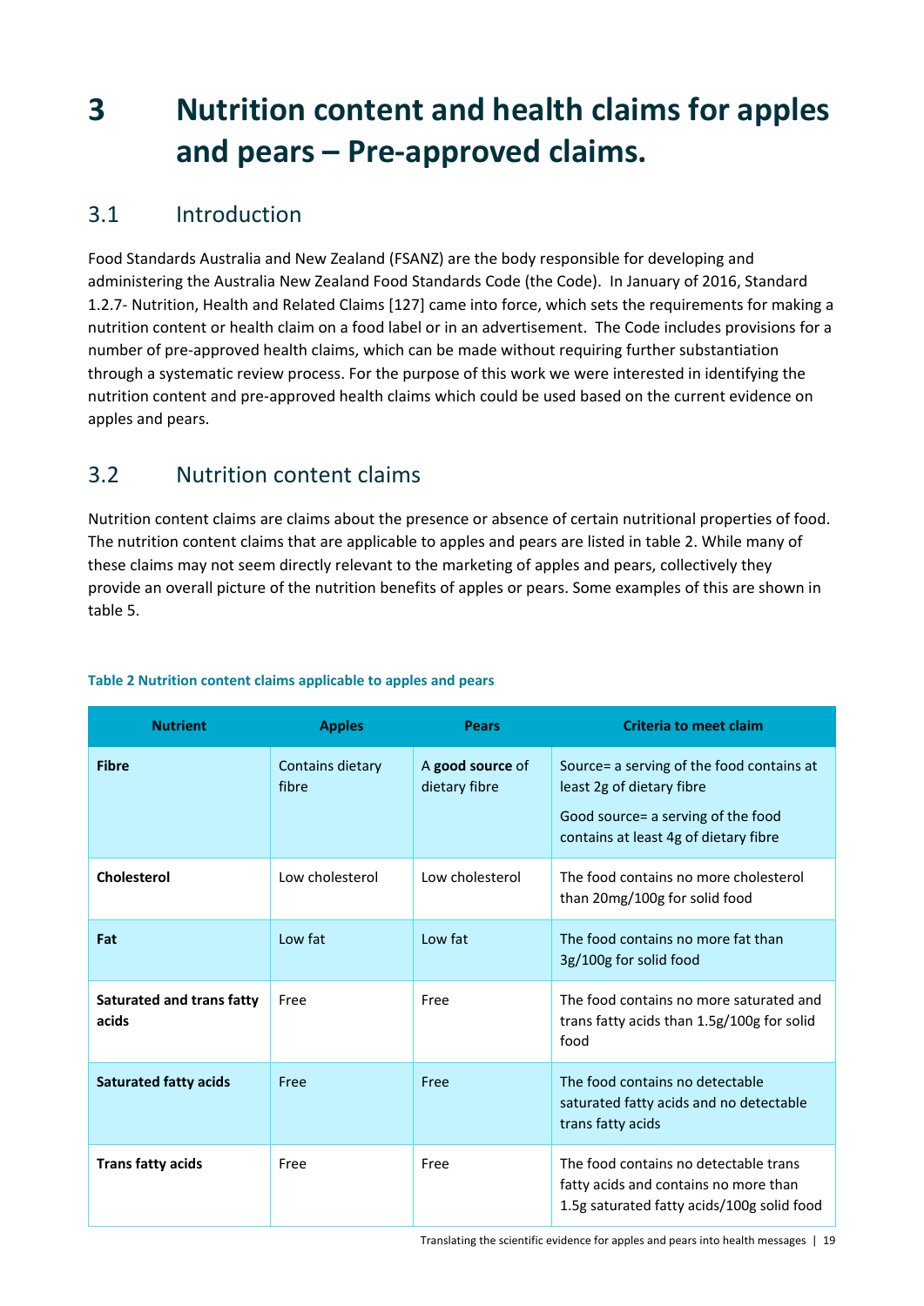# 3 Nutrition content and health claims for apples and pears – Pre-approved claims.

## 3.1 Introduction

Food Standards Australia and New Zealand (FSANZ) are the body responsible for developing and administering the Australia New Zealand Food Standards Code (the Code). In January of 2016, Standard 1.2.7- Nutrition, Health and Related Claims [127] came into force, which sets the requirements for making a nutrition content or health claim on a food label or in an advertisement. The Code includes provisions for a number of pre-approved health claims, which can be made without requiring further substantiation through a systematic review process. For the purpose of this work we were interested in identifying the nutrition content and pre-approved health claims which could be used based on the current evidence on apples and pears.

## 3.2 Nutrition content claims

Nutrition content claims are claims about the presence or absence of certain nutritional properties of food. The nutrition content claims that are applicable to apples and pears are listed in table 2. While many of these claims may not seem directly relevant to the marketing of apples and pears, collectively they provide an overall picture of the nutrition benefits of apples or pears. Some examples of this are shown in table 5.

**Table 2 Nutrition content claims applicable to apples and pears**

| Nutrient | Apples | Pears | Criteria to meet claim |
|---|---|---|---|
| **Fibre** | Contains dietary fibre | A **good source** of dietary fibre | Source= a serving of the food contains at least 2g of dietary fibre<br>Good source= a serving of the food contains at least 4g of dietary fibre |
| **Cholesterol** | Low cholesterol | Low cholesterol | The food contains no more cholesterol than 20mg/100g for solid food |
| **Fat** | Low fat | Low fat | The food contains no more fat than 3g/100g for solid food |
| **Saturated and trans fatty acids** | Free | Free | The food contains no more saturated and trans fatty acids than 1.5g/100g for solid food |
| **Saturated fatty acids** | Free | Free | The food contains no detectable saturated fatty acids and no detectable trans fatty acids |
| **Trans fatty acids** | Free | Free | The food contains no detectable trans fatty acids and contains no more than 1.5g saturated fatty acids/100g solid food |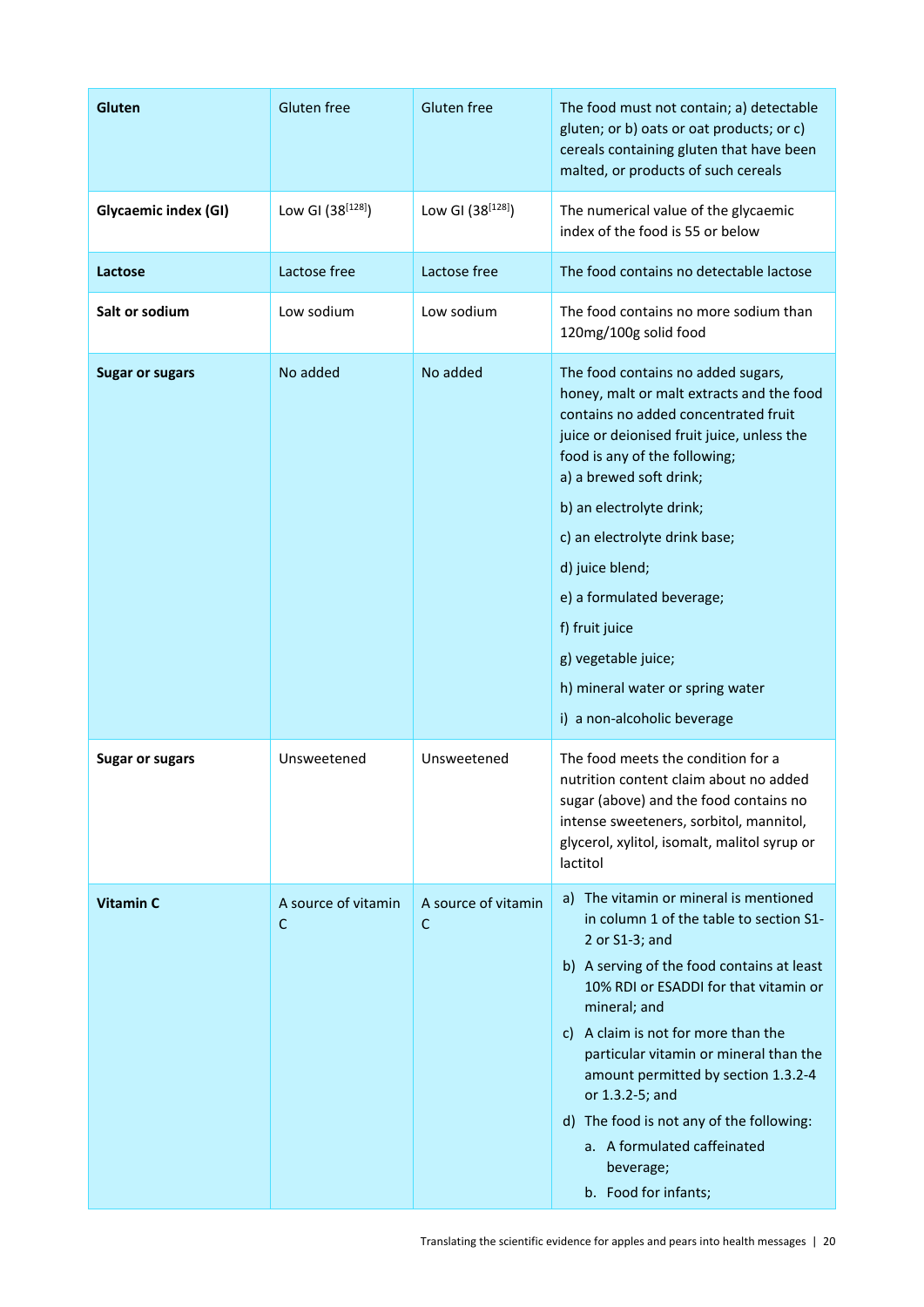| | | | |
|---|---|---|---|
| **Gluten** | Gluten free | Gluten free | The food must not contain; a) detectable gluten; or b) oats or oat products; or c) cereals containing gluten that have been malted, or products of such cereals |
| **Glycaemic index (GI)** | Low GI (38[128]) | Low GI (38[128]) | The numerical value of the glycaemic index of the food is 55 or below |
| **Lactose** | Lactose free | Lactose free | The food contains no detectable lactose |
| **Salt or sodium** | Low sodium | Low sodium | The food contains no more sodium than 120mg/100g solid food |
| **Sugar or sugars** | No added | No added | The food contains no added sugars, honey, malt or malt extracts and the food contains no added concentrated fruit juice or deionised fruit juice, unless the food is any of the following;<br>a) a brewed soft drink;<br>b) an electrolyte drink;<br>c) an electrolyte drink base;<br>d) juice blend;<br>e) a formulated beverage;<br>f) fruit juice<br>g) vegetable juice;<br>h) mineral water or spring water<br>i) a non-alcoholic beverage |
| **Sugar or sugars** | Unsweetened | Unsweetened | The food meets the condition for a nutrition content claim about no added sugar (above) and the food contains no intense sweeteners, sorbitol, mannitol, glycerol, xylitol, isomalt, malitol syrup or lactitol |
| **Vitamin C** | A source of vitamin C | A source of vitamin C | a) The vitamin or mineral is mentioned in column 1 of the table to section S1-2 or S1-3; and<br>b) A serving of the food contains at least 10% RDI or ESADDI for that vitamin or mineral; and<br>c) A claim is not for more than the particular vitamin or mineral than the amount permitted by section 1.3.2-4 or 1.3.2-5; and<br>d) The food is not any of the following:<br>a. A formulated caffeinated beverage;<br>b. Food for infants; |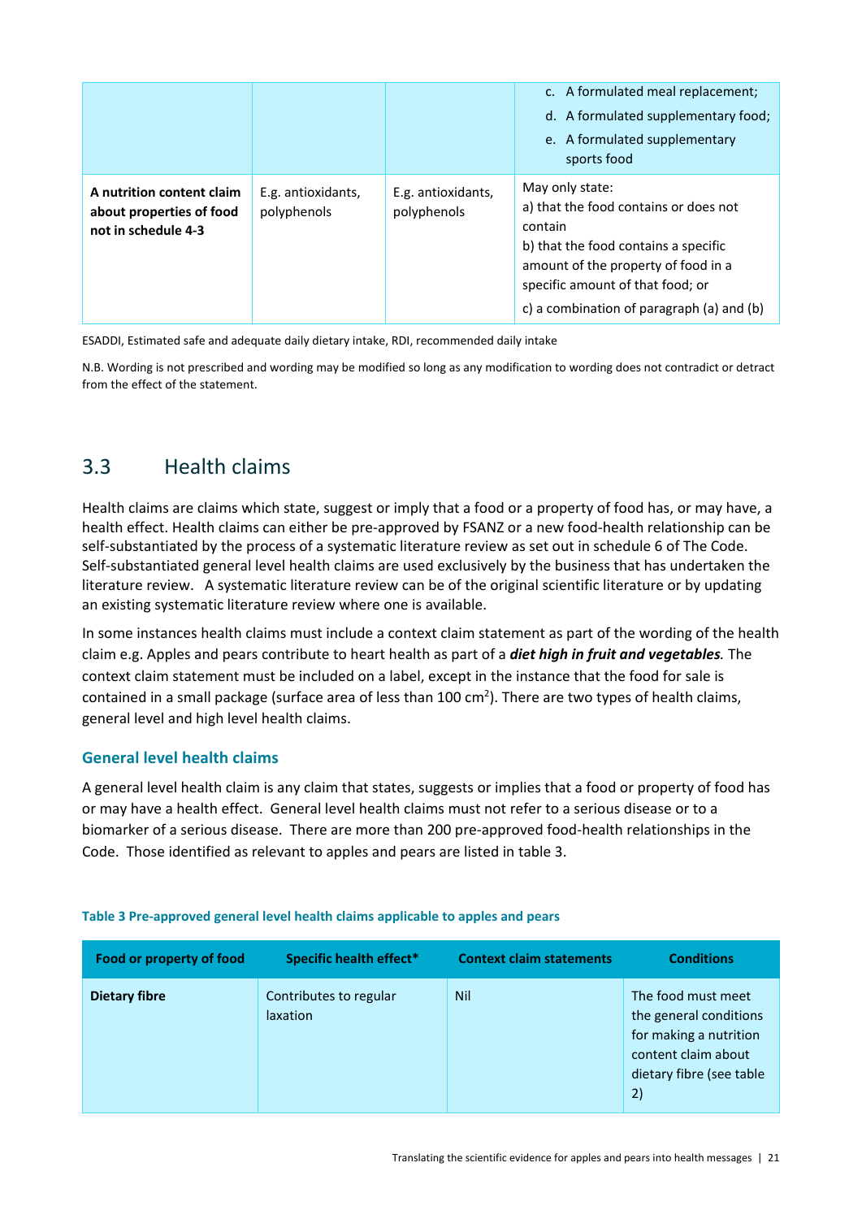|  |  |  | c. A formulated meal replacement;<br>d. A formulated supplementary food;<br>e. A formulated supplementary sports food |
|---|---|---|---|
| **A nutrition content claim about properties of food not in schedule 4-3** | E.g. antioxidants, polyphenols | E.g. antioxidants, polyphenols | May only state:<br>a) that the food contains or does not contain<br>b) that the food contains a specific amount of the property of food in a specific amount of that food; or<br>c) a combination of paragraph (a) and (b) |

ESADDI, Estimated safe and adequate daily dietary intake, RDI, recommended daily intake

N.B. Wording is not prescribed and wording may be modified so long as any modification to wording does not contradict or detract from the effect of the statement.

## 3.3 Health claims

Health claims are claims which state, suggest or imply that a food or a property of food has, or may have, a health effect. Health claims can either be pre-approved by FSANZ or a new food-health relationship can be self-substantiated by the process of a systematic literature review as set out in schedule 6 of The Code. Self-substantiated general level health claims are used exclusively by the business that has undertaken the literature review. A systematic literature review can be of the original scientific literature or by updating an existing systematic literature review where one is available.

In some instances health claims must include a context claim statement as part of the wording of the health claim e.g. Apples and pears contribute to heart health as part of a ***diet high in fruit and vegetables****.* The context claim statement must be included on a label, except in the instance that the food for sale is contained in a small package (surface area of less than 100 cm$^2$). There are two types of health claims, general level and high level health claims.

### General level health claims

A general level health claim is any claim that states, suggests or implies that a food or property of food has or may have a health effect. General level health claims must not refer to a serious disease or to a biomarker of a serious disease. There are more than 200 pre-approved food-health relationships in the Code. Those identified as relevant to apples and pears are listed in table 3.

**Table 3 Pre-approved general level health claims applicable to apples and pears**

| Food or property of food | Specific health effect* | Context claim statements | Conditions |
|---|---|---|---|
| **Dietary fibre** | Contributes to regular laxation | Nil | The food must meet the general conditions for making a nutrition content claim about dietary fibre (see table 2) |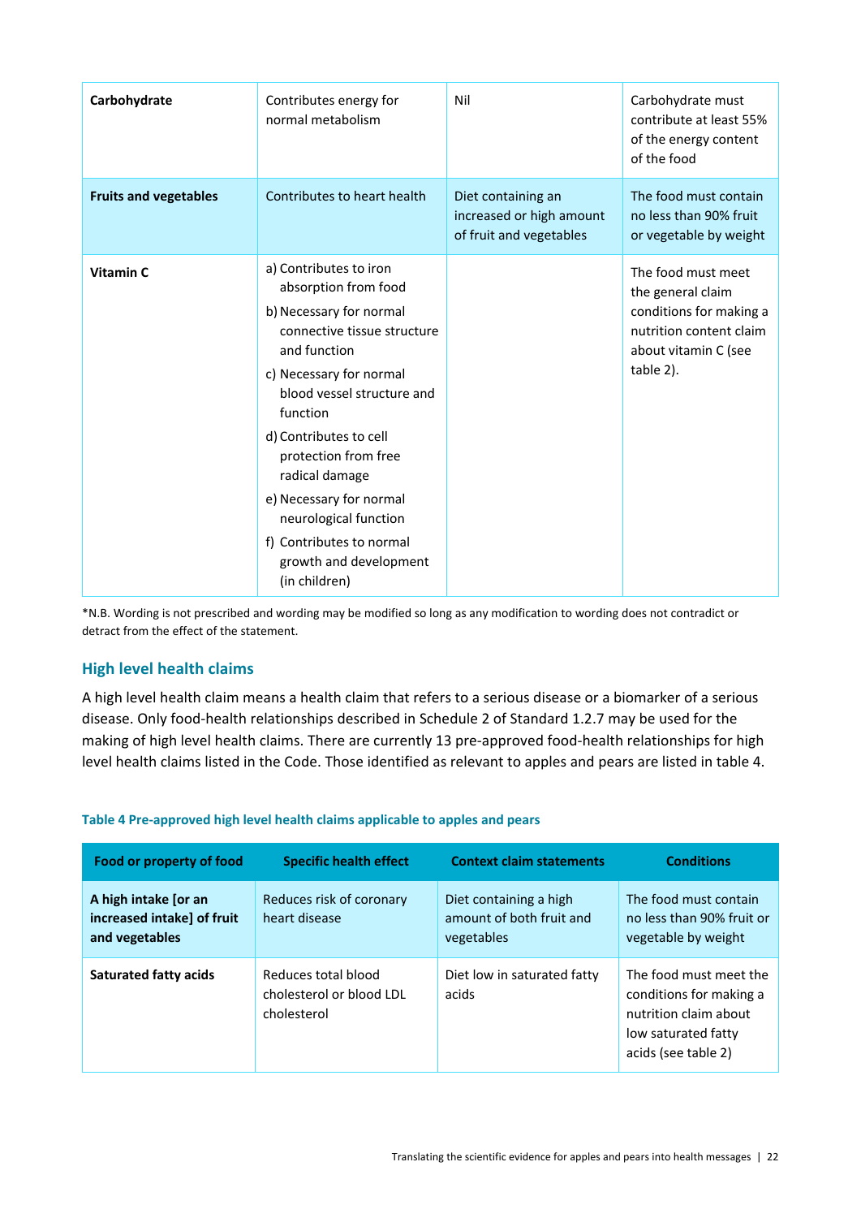| | | | |
|---|---|---|---|
| **Carbohydrate** | Contributes energy for normal metabolism | Nil | Carbohydrate must contribute at least 55% of the energy content of the food |
| **Fruits and vegetables** | Contributes to heart health | Diet containing an increased or high amount of fruit and vegetables | The food must contain no less than 90% fruit or vegetable by weight |
| **Vitamin C** | a) Contributes to iron absorption from food<br>b) Necessary for normal connective tissue structure and function<br>c) Necessary for normal blood vessel structure and function<br>d) Contributes to cell protection from free radical damage<br>e) Necessary for normal neurological function<br>f) Contributes to normal growth and development (in children) | | The food must meet the general claim conditions for making a nutrition content claim about vitamin C (see table 2). |

*N.B. Wording is not prescribed and wording may be modified so long as any modification to wording does not contradict or detract from the effect of the statement.

## High level health claims

A high level health claim means a health claim that refers to a serious disease or a biomarker of a serious disease. Only food-health relationships described in Schedule 2 of Standard 1.2.7 may be used for the making of high level health claims. There are currently 13 pre-approved food-health relationships for high level health claims listed in the Code. Those identified as relevant to apples and pears are listed in table 4.

**Table 4 Pre-approved high level health claims applicable to apples and pears**

| Food or property of food | Specific health effect | Context claim statements | Conditions |
|---|---|---|---|
| **A high intake [or an increased intake] of fruit and vegetables** | Reduces risk of coronary heart disease | Diet containing a high amount of both fruit and vegetables | The food must contain no less than 90% fruit or vegetable by weight |
| **Saturated fatty acids** | Reduces total blood cholesterol or blood LDL cholesterol | Diet low in saturated fatty acids | The food must meet the conditions for making a nutrition claim about low saturated fatty acids (see table 2) |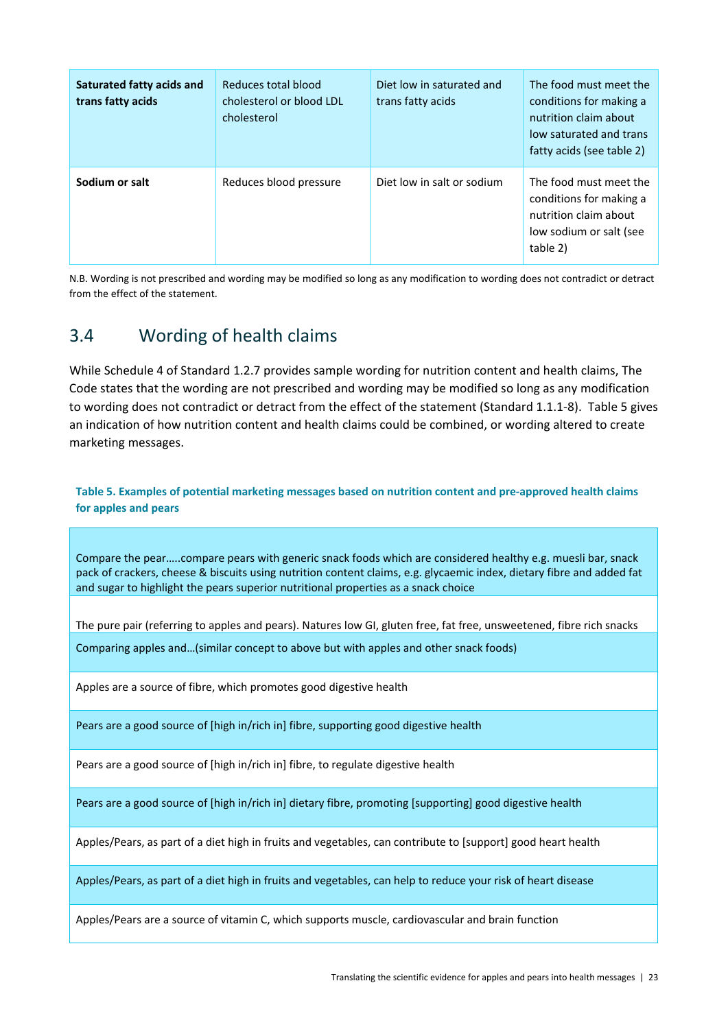| | | | |
|---|---|---|---|
| **Saturated fatty acids and trans fatty acids** | Reduces total blood cholesterol or blood LDL cholesterol | Diet low in saturated and trans fatty acids | The food must meet the conditions for making a nutrition claim about low saturated and trans fatty acids (see table 2) |
| **Sodium or salt** | Reduces blood pressure | Diet low in salt or sodium | The food must meet the conditions for making a nutrition claim about low sodium or salt (see table 2) |

N.B. Wording is not prescribed and wording may be modified so long as any modification to wording does not contradict or detract from the effect of the statement.

## 3.4 Wording of health claims

While Schedule 4 of Standard 1.2.7 provides sample wording for nutrition content and health claims, The Code states that the wording are not prescribed and wording may be modified so long as any modification to wording does not contradict or detract from the effect of the statement (Standard 1.1.1-8). Table 5 gives an indication of how nutrition content and health claims could be combined, or wording altered to create marketing messages.

**Table 5. Examples of potential marketing messages based on nutrition content and pre-approved health claims for apples and pears**

| |
|---|
| Compare the pear…..compare pears with generic snack foods which are considered healthy e.g. muesli bar, snack pack of crackers, cheese & biscuits using nutrition content claims, e.g. glycaemic index, dietary fibre and added fat and sugar to highlight the pears superior nutritional properties as a snack choice |
| The pure pair (referring to apples and pears). Natures low GI, gluten free, fat free, unsweetened, fibre rich snacks |
| Comparing apples and…(similar concept to above but with apples and other snack foods) |
| Apples are a source of fibre, which promotes good digestive health |
| Pears are a good source of [high in/rich in] fibre, supporting good digestive health |
| Pears are a good source of [high in/rich in] fibre, to regulate digestive health |
| Pears are a good source of [high in/rich in] dietary fibre, promoting [supporting] good digestive health |
| Apples/Pears, as part of a diet high in fruits and vegetables, can contribute to [support] good heart health |
| Apples/Pears, as part of a diet high in fruits and vegetables, can help to reduce your risk of heart disease |
| Apples/Pears are a source of vitamin C, which supports muscle, cardiovascular and brain function |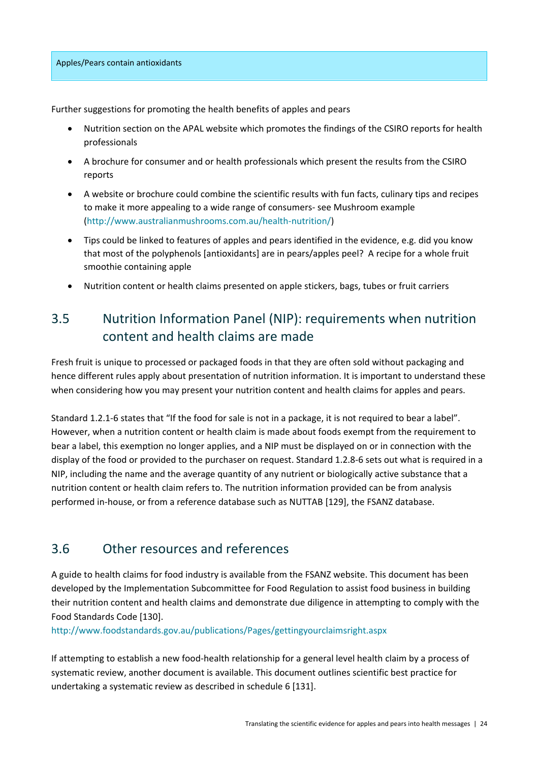| Apples/Pears contain antioxidants |
| --- |

Further suggestions for promoting the health benefits of apples and pears

- Nutrition section on the APAL website which promotes the findings of the CSIRO reports for health professionals
- A brochure for consumer and or health professionals which present the results from the CSIRO reports
- A website or brochure could combine the scientific results with fun facts, culinary tips and recipes to make it more appealing to a wide range of consumers- see Mushroom example (http://www.australianmushrooms.com.au/health-nutrition/)
- Tips could be linked to features of apples and pears identified in the evidence, e.g. did you know that most of the polyphenols [antioxidants] are in pears/apples peel? A recipe for a whole fruit smoothie containing apple
- Nutrition content or health claims presented on apple stickers, bags, tubes or fruit carriers

## 3.5 Nutrition Information Panel (NIP): requirements when nutrition content and health claims are made

Fresh fruit is unique to processed or packaged foods in that they are often sold without packaging and hence different rules apply about presentation of nutrition information. It is important to understand these when considering how you may present your nutrition content and health claims for apples and pears.

Standard 1.2.1-6 states that "If the food for sale is not in a package, it is not required to bear a label". However, when a nutrition content or health claim is made about foods exempt from the requirement to bear a label, this exemption no longer applies, and a NIP must be displayed on or in connection with the display of the food or provided to the purchaser on request. Standard 1.2.8-6 sets out what is required in a NIP, including the name and the average quantity of any nutrient or biologically active substance that a nutrition content or health claim refers to. The nutrition information provided can be from analysis performed in-house, or from a reference database such as NUTTAB [129], the FSANZ database.

## 3.6 Other resources and references

A guide to health claims for food industry is available from the FSANZ website. This document has been developed by the Implementation Subcommittee for Food Regulation to assist food business in building their nutrition content and health claims and demonstrate due diligence in attempting to comply with the Food Standards Code [130].
http://www.foodstandards.gov.au/publications/Pages/gettingyourclaimsright.aspx

If attempting to establish a new food-health relationship for a general level health claim by a process of systematic review, another document is available. This document outlines scientific best practice for undertaking a systematic review as described in schedule 6 [131].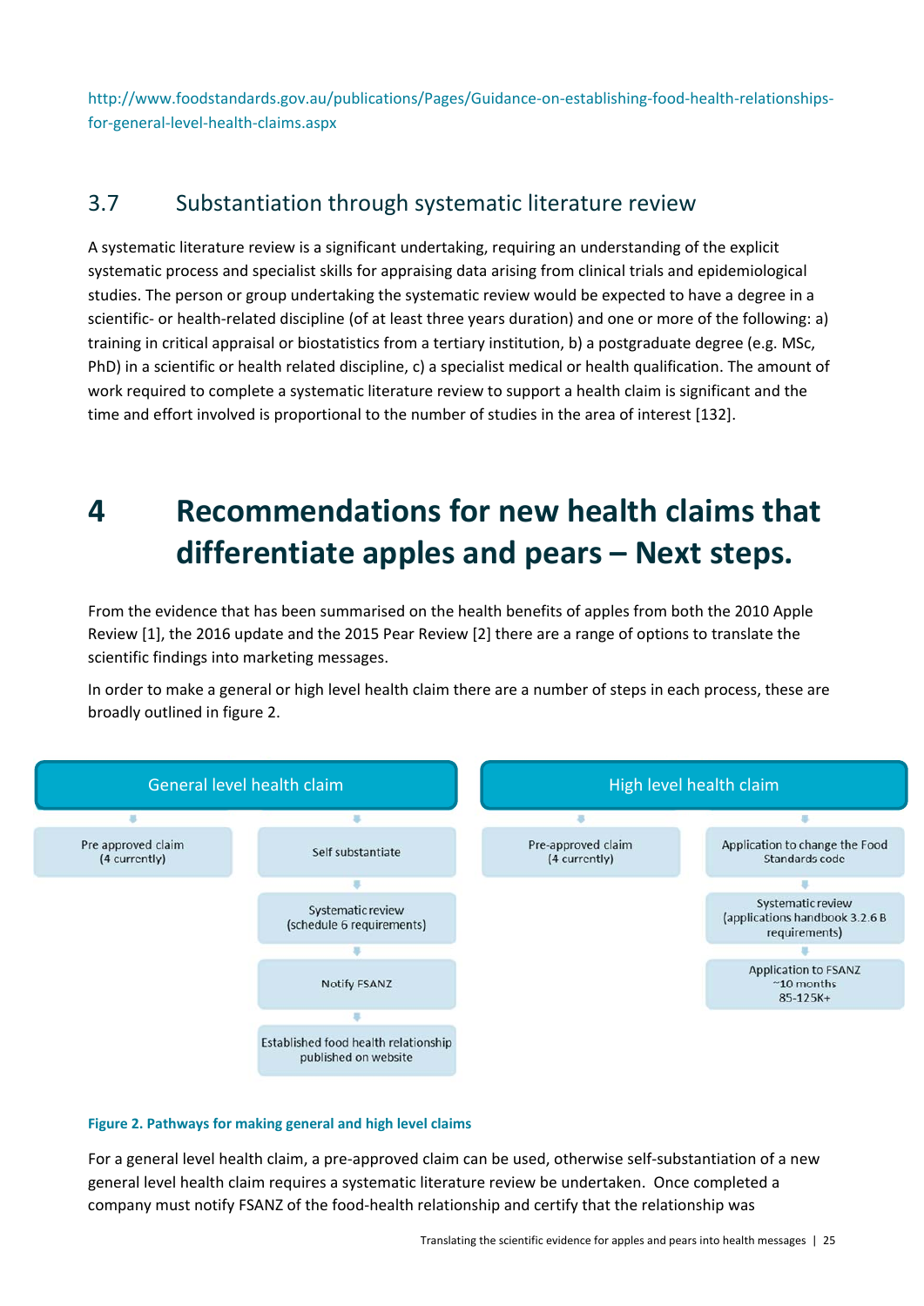http://www.foodstandards.gov.au/publications/Pages/Guidance-on-establishing-food-health-relationships-for-general-level-health-claims.aspx

## 3.7 Substantiation through systematic literature review

A systematic literature review is a significant undertaking, requiring an understanding of the explicit systematic process and specialist skills for appraising data arising from clinical trials and epidemiological studies. The person or group undertaking the systematic review would be expected to have a degree in a scientific- or health-related discipline (of at least three years duration) and one or more of the following: a) training in critical appraisal or biostatistics from a tertiary institution, b) a postgraduate degree (e.g. MSc, PhD) in a scientific or health related discipline, c) a specialist medical or health qualification. The amount of work required to complete a systematic literature review to support a health claim is significant and the time and effort involved is proportional to the number of studies in the area of interest [132].

# 4 Recommendations for new health claims that differentiate apples and pears – Next steps.

From the evidence that has been summarised on the health benefits of apples from both the 2010 Apple Review [1], the 2016 update and the 2015 Pear Review [2] there are a range of options to translate the scientific findings into marketing messages.

In order to make a general or high level health claim there are a number of steps in each process, these are broadly outlined in figure 2.

**General level health claim**

- Pre approved claim (4 currently)
- Self substantiate → Systematic review (schedule 6 requirements) → Notify FSANZ → Established food health relationship published on website

**High level health claim**

- Pre-approved claim (4 currently)
- Application to change the Food Standards code → Systematic review (applications handbook 3.2.6 B requirements) → Application to FSANZ ~10 months 85-125K+

**Figure 2. Pathways for making general and high level claims**

For a general level health claim, a pre-approved claim can be used, otherwise self-substantiation of a new general level health claim requires a systematic literature review be undertaken. Once completed a company must notify FSANZ of the food-health relationship and certify that the relationship was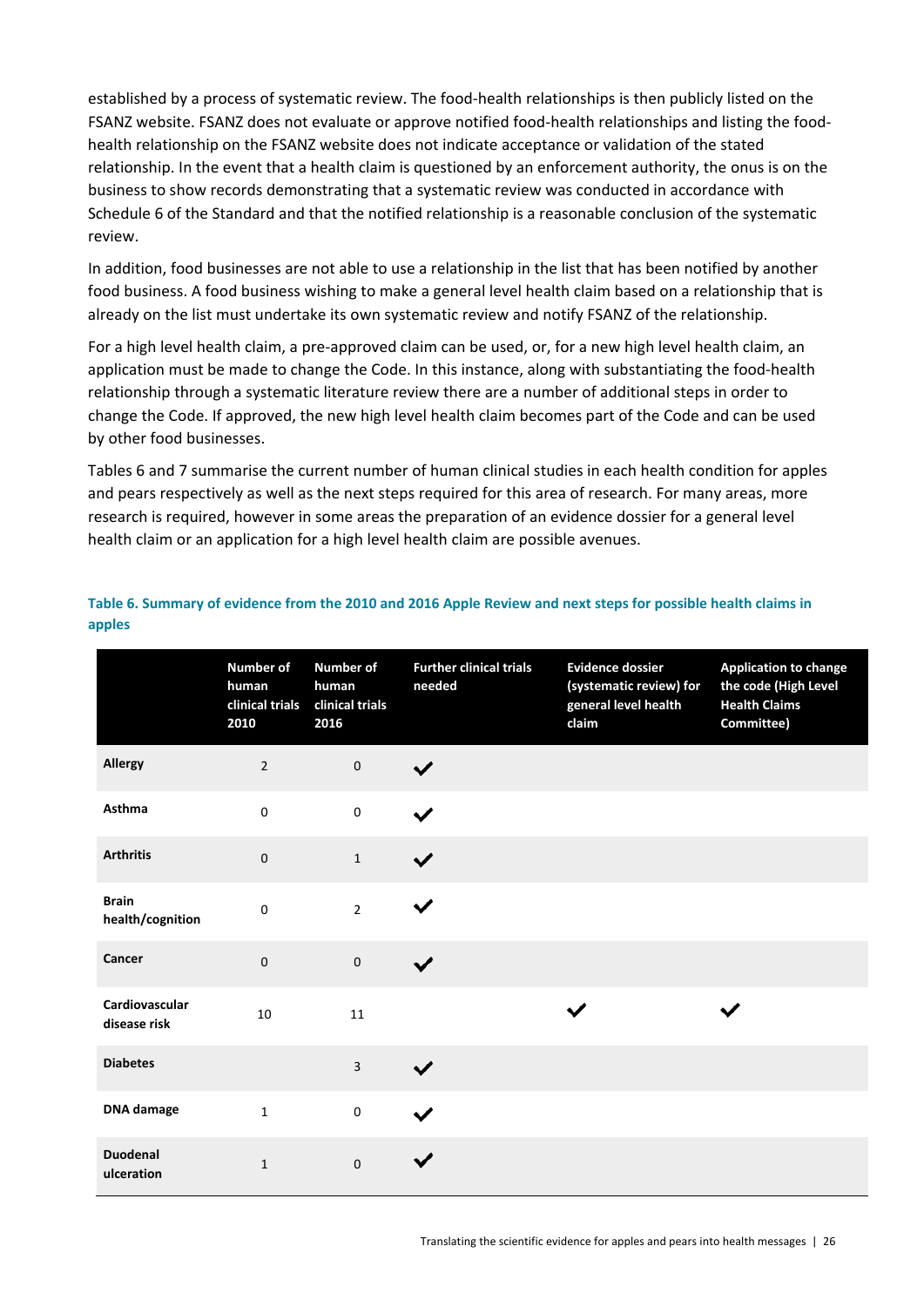established by a process of systematic review. The food-health relationships is then publicly listed on the FSANZ website. FSANZ does not evaluate or approve notified food-health relationships and listing the food-health relationship on the FSANZ website does not indicate acceptance or validation of the stated relationship. In the event that a health claim is questioned by an enforcement authority, the onus is on the business to show records demonstrating that a systematic review was conducted in accordance with Schedule 6 of the Standard and that the notified relationship is a reasonable conclusion of the systematic review.

In addition, food businesses are not able to use a relationship in the list that has been notified by another food business. A food business wishing to make a general level health claim based on a relationship that is already on the list must undertake its own systematic review and notify FSANZ of the relationship.

For a high level health claim, a pre-approved claim can be used, or, for a new high level health claim, an application must be made to change the Code. In this instance, along with substantiating the food-health relationship through a systematic literature review there are a number of additional steps in order to change the Code. If approved, the new high level health claim becomes part of the Code and can be used by other food businesses.

Tables 6 and 7 summarise the current number of human clinical studies in each health condition for apples and pears respectively as well as the next steps required for this area of research. For many areas, more research is required, however in some areas the preparation of an evidence dossier for a general level health claim or an application for a high level health claim are possible avenues.

**Table 6. Summary of evidence from the 2010 and 2016 Apple Review and next steps for possible health claims in apples**

| | Number of human clinical trials 2010 | Number of human clinical trials 2016 | Further clinical trials needed | Evidence dossier (systematic review) for general level health claim | Application to change the code (High Level Health Claims Committee) |
|---|---|---|---|---|---|
| **Allergy** | 2 | 0 | ✔ | | |
| **Asthma** | 0 | 0 | ✔ | | |
| **Arthritis** | 0 | 1 | ✔ | | |
| **Brain health/cognition** | 0 | 2 | ✔ | | |
| **Cancer** | 0 | 0 | ✔ | | |
| **Cardiovascular disease risk** | 10 | 11 | | ✔ | ✔ |
| **Diabetes** | | 3 | ✔ | | |
| **DNA damage** | 1 | 0 | ✔ | | |
| **Duodenal ulceration** | 1 | 0 | ✔ | | |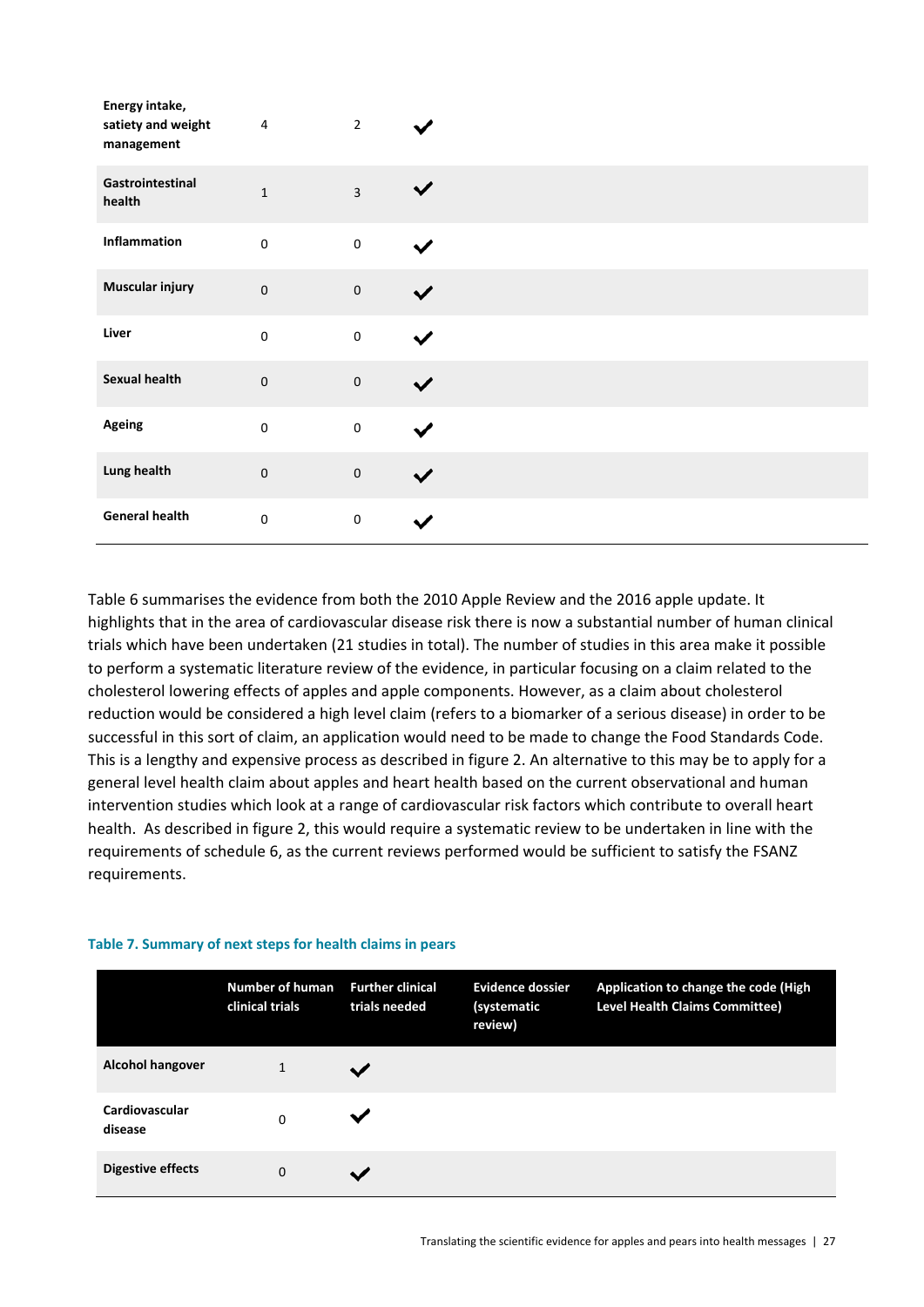| | | | |
|---|---|---|---|
| **Energy intake, satiety and weight management** | 4 | 2 | ✔ |
| **Gastrointestinal health** | 1 | 3 | ✔ |
| **Inflammation** | 0 | 0 | ✔ |
| **Muscular injury** | 0 | 0 | ✔ |
| **Liver** | 0 | 0 | ✔ |
| **Sexual health** | 0 | 0 | ✔ |
| **Ageing** | 0 | 0 | ✔ |
| **Lung health** | 0 | 0 | ✔ |
| **General health** | 0 | 0 | ✔ |

Table 6 summarises the evidence from both the 2010 Apple Review and the 2016 apple update. It highlights that in the area of cardiovascular disease risk there is now a substantial number of human clinical trials which have been undertaken (21 studies in total). The number of studies in this area make it possible to perform a systematic literature review of the evidence, in particular focusing on a claim related to the cholesterol lowering effects of apples and apple components. However, as a claim about cholesterol reduction would be considered a high level claim (refers to a biomarker of a serious disease) in order to be successful in this sort of claim, an application would need to be made to change the Food Standards Code. This is a lengthy and expensive process as described in figure 2. An alternative to this may be to apply for a general level health claim about apples and heart health based on the current observational and human intervention studies which look at a range of cardiovascular risk factors which contribute to overall heart health. As described in figure 2, this would require a systematic review to be undertaken in line with the requirements of schedule 6, as the current reviews performed would be sufficient to satisfy the FSANZ requirements.

**Table 7. Summary of next steps for health claims in pears**

| | Number of human clinical trials | Further clinical trials needed | Evidence dossier (systematic review) | Application to change the code (High Level Health Claims Committee) |
|---|---|---|---|---|
| **Alcohol hangover** | 1 | ✔ | | |
| **Cardiovascular disease** | 0 | ✔ | | |
| **Digestive effects** | 0 | ✔ | | |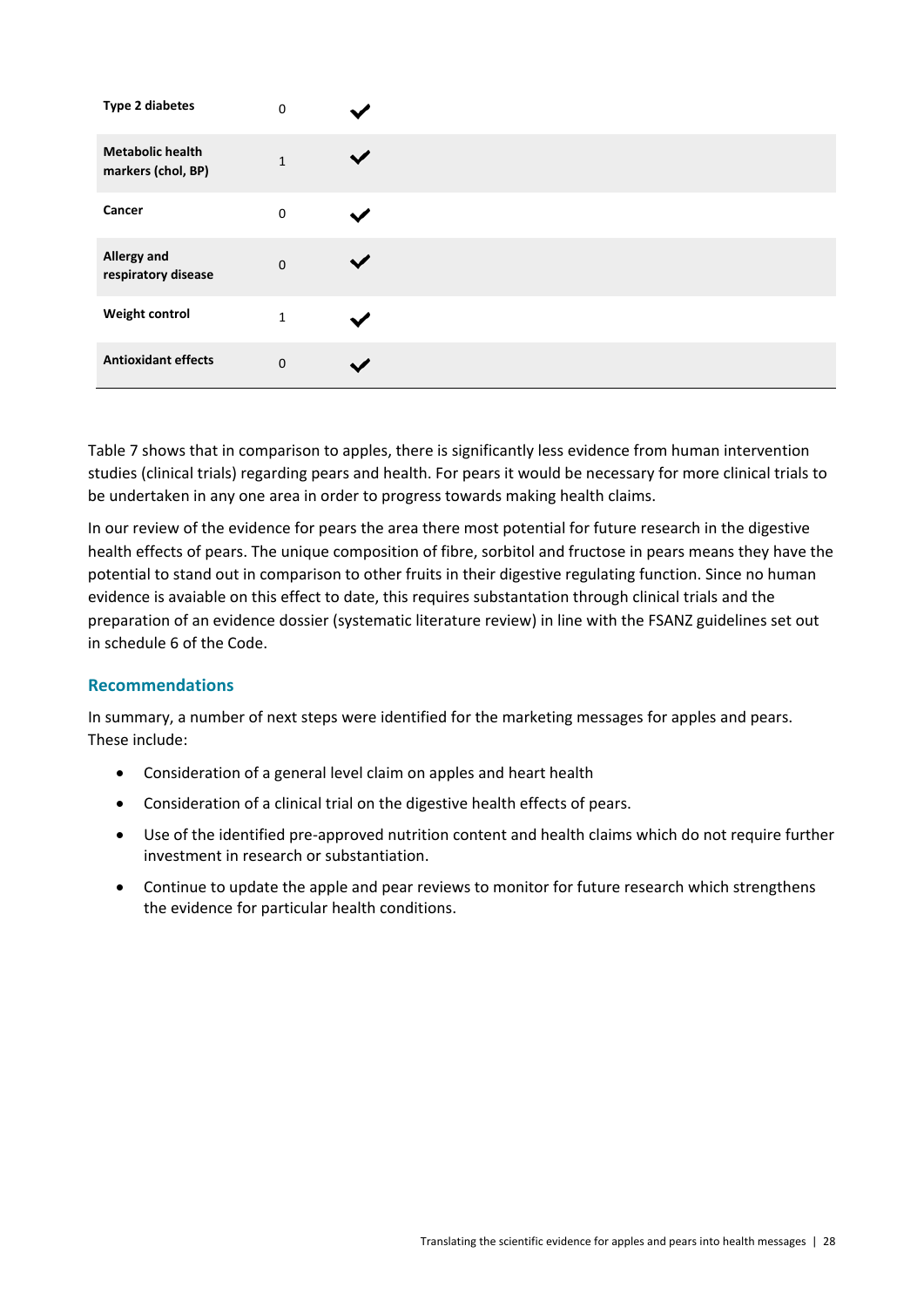| | | |
|---|---|---|
| **Type 2 diabetes** | 0 | ✔ |
| **Metabolic health markers (chol, BP)** | 1 | ✔ |
| **Cancer** | 0 | ✔ |
| **Allergy and respiratory disease** | 0 | ✔ |
| **Weight control** | 1 | ✔ |
| **Antioxidant effects** | 0 | ✔ |

Table 7 shows that in comparison to apples, there is significantly less evidence from human intervention studies (clinical trials) regarding pears and health. For pears it would be necessary for more clinical trials to be undertaken in any one area in order to progress towards making health claims.

In our review of the evidence for pears the area there most potential for future research in the digestive health effects of pears. The unique composition of fibre, sorbitol and fructose in pears means they have the potential to stand out in comparison to other fruits in their digestive regulating function. Since no human evidence is avaiable on this effect to date, this requires substantation through clinical trials and the preparation of an evidence dossier (systematic literature review) in line with the FSANZ guidelines set out in schedule 6 of the Code.

## Recommendations

In summary, a number of next steps were identified for the marketing messages for apples and pears. These include:

- Consideration of a general level claim on apples and heart health
- Consideration of a clinical trial on the digestive health effects of pears.
- Use of the identified pre-approved nutrition content and health claims which do not require further investment in research or substantiation.
- Continue to update the apple and pear reviews to monitor for future research which strengthens the evidence for particular health conditions.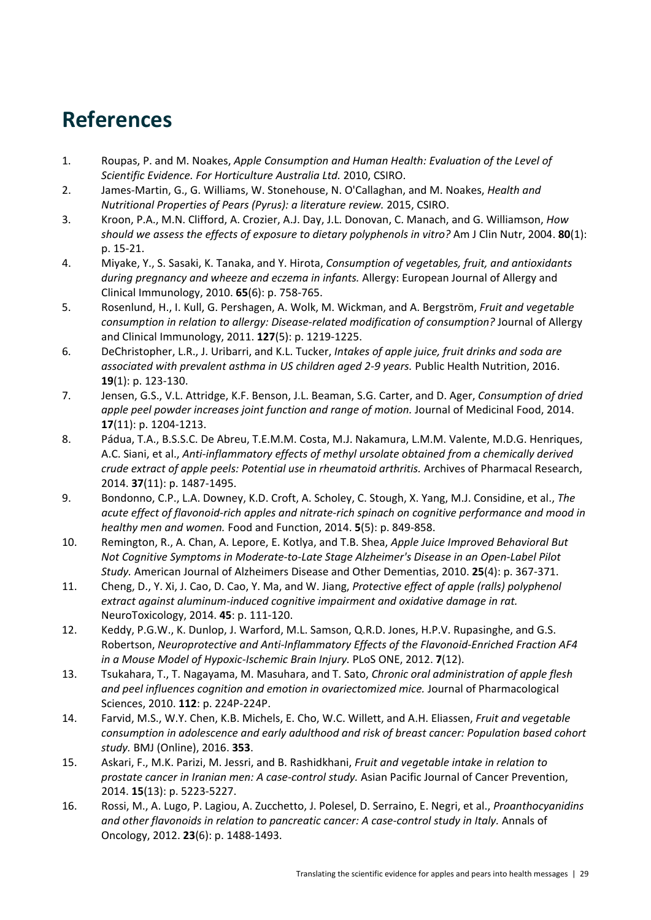# References

1. Roupas, P. and M. Noakes, *Apple Consumption and Human Health: Evaluation of the Level of Scientific Evidence. For Horticulture Australia Ltd.* 2010, CSIRO.
2. James-Martin, G., G. Williams, W. Stonehouse, N. O'Callaghan, and M. Noakes, *Health and Nutritional Properties of Pears (Pyrus): a literature review.* 2015, CSIRO.
3. Kroon, P.A., M.N. Clifford, A. Crozier, A.J. Day, J.L. Donovan, C. Manach, and G. Williamson, *How should we assess the effects of exposure to dietary polyphenols in vitro?* Am J Clin Nutr, 2004. **80**(1): p. 15-21.
4. Miyake, Y., S. Sasaki, K. Tanaka, and Y. Hirota, *Consumption of vegetables, fruit, and antioxidants during pregnancy and wheeze and eczema in infants.* Allergy: European Journal of Allergy and Clinical Immunology, 2010. **65**(6): p. 758-765.
5. Rosenlund, H., I. Kull, G. Pershagen, A. Wolk, M. Wickman, and A. Bergström, *Fruit and vegetable consumption in relation to allergy: Disease-related modification of consumption?* Journal of Allergy and Clinical Immunology, 2011. **127**(5): p. 1219-1225.
6. DeChristopher, L.R., J. Uribarri, and K.L. Tucker, *Intakes of apple juice, fruit drinks and soda are associated with prevalent asthma in US children aged 2-9 years.* Public Health Nutrition, 2016. **19**(1): p. 123-130.
7. Jensen, G.S., V.L. Attridge, K.F. Benson, J.L. Beaman, S.G. Carter, and D. Ager, *Consumption of dried apple peel powder increases joint function and range of motion.* Journal of Medicinal Food, 2014. **17**(11): p. 1204-1213.
8. Pádua, T.A., B.S.S.C. De Abreu, T.E.M.M. Costa, M.J. Nakamura, L.M.M. Valente, M.D.G. Henriques, A.C. Siani, et al., *Anti-inflammatory effects of methyl ursolate obtained from a chemically derived crude extract of apple peels: Potential use in rheumatoid arthritis.* Archives of Pharmacal Research, 2014. **37**(11): p. 1487-1495.
9. Bondonno, C.P., L.A. Downey, K.D. Croft, A. Scholey, C. Stough, X. Yang, M.J. Considine, et al., *The acute effect of flavonoid-rich apples and nitrate-rich spinach on cognitive performance and mood in healthy men and women.* Food and Function, 2014. **5**(5): p. 849-858.
10. Remington, R., A. Chan, A. Lepore, E. Kotlya, and T.B. Shea, *Apple Juice Improved Behavioral But Not Cognitive Symptoms in Moderate-to-Late Stage Alzheimer's Disease in an Open-Label Pilot Study.* American Journal of Alzheimers Disease and Other Dementias, 2010. **25**(4): p. 367-371.
11. Cheng, D., Y. Xi, J. Cao, D. Cao, Y. Ma, and W. Jiang, *Protective effect of apple (ralls) polyphenol extract against aluminum-induced cognitive impairment and oxidative damage in rat.* NeuroToxicology, 2014. **45**: p. 111-120.
12. Keddy, P.G.W., K. Dunlop, J. Warford, M.L. Samson, Q.R.D. Jones, H.P.V. Rupasinghe, and G.S. Robertson, *Neuroprotective and Anti-Inflammatory Effects of the Flavonoid-Enriched Fraction AF4 in a Mouse Model of Hypoxic-Ischemic Brain Injury.* PLoS ONE, 2012. **7**(12).
13. Tsukahara, T., T. Nagayama, M. Masuhara, and T. Sato, *Chronic oral administration of apple flesh and peel influences cognition and emotion in ovariectomized mice.* Journal of Pharmacological Sciences, 2010. **112**: p. 224P-224P.
14. Farvid, M.S., W.Y. Chen, K.B. Michels, E. Cho, W.C. Willett, and A.H. Eliassen, *Fruit and vegetable consumption in adolescence and early adulthood and risk of breast cancer: Population based cohort study.* BMJ (Online), 2016. **353**.
15. Askari, F., M.K. Parizi, M. Jessri, and B. Rashidkhani, *Fruit and vegetable intake in relation to prostate cancer in Iranian men: A case-control study.* Asian Pacific Journal of Cancer Prevention, 2014. **15**(13): p. 5223-5227.
16. Rossi, M., A. Lugo, P. Lagiou, A. Zucchetto, J. Polesel, D. Serraino, E. Negri, et al., *Proanthocyanidins and other flavonoids in relation to pancreatic cancer: A case-control study in Italy.* Annals of Oncology, 2012. **23**(6): p. 1488-1493.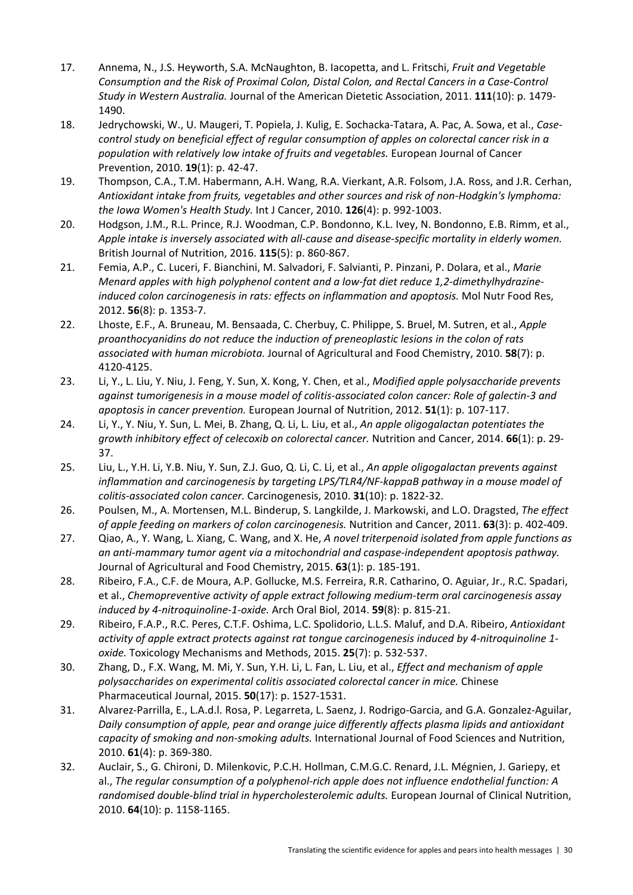17. Annema, N., J.S. Heyworth, S.A. McNaughton, B. Iacopetta, and L. Fritschi, *Fruit and Vegetable Consumption and the Risk of Proximal Colon, Distal Colon, and Rectal Cancers in a Case-Control Study in Western Australia.* Journal of the American Dietetic Association, 2011. **111**(10): p. 1479-1490.
18. Jedrychowski, W., U. Maugeri, T. Popiela, J. Kulig, E. Sochacka-Tatara, A. Pac, A. Sowa, et al., *Case-control study on beneficial effect of regular consumption of apples on colorectal cancer risk in a population with relatively low intake of fruits and vegetables.* European Journal of Cancer Prevention, 2010. **19**(1): p. 42-47.
19. Thompson, C.A., T.M. Habermann, A.H. Wang, R.A. Vierkant, A.R. Folsom, J.A. Ross, and J.R. Cerhan, *Antioxidant intake from fruits, vegetables and other sources and risk of non-Hodgkin's lymphoma: the Iowa Women's Health Study.* Int J Cancer, 2010. **126**(4): p. 992-1003.
20. Hodgson, J.M., R.L. Prince, R.J. Woodman, C.P. Bondonno, K.L. Ivey, N. Bondonno, E.B. Rimm, et al., *Apple intake is inversely associated with all-cause and disease-specific mortality in elderly women.* British Journal of Nutrition, 2016. **115**(5): p. 860-867.
21. Femia, A.P., C. Luceri, F. Bianchini, M. Salvadori, F. Salvianti, P. Pinzani, P. Dolara, et al., *Marie Menard apples with high polyphenol content and a low-fat diet reduce 1,2-dimethylhydrazine-induced colon carcinogenesis in rats: effects on inflammation and apoptosis.* Mol Nutr Food Res, 2012. **56**(8): p. 1353-7.
22. Lhoste, E.F., A. Bruneau, M. Bensaada, C. Cherbuy, C. Philippe, S. Bruel, M. Sutren, et al., *Apple proanthocyanidins do not reduce the induction of preneoplastic lesions in the colon of rats associated with human microbiota.* Journal of Agricultural and Food Chemistry, 2010. **58**(7): p. 4120-4125.
23. Li, Y., L. Liu, Y. Niu, J. Feng, Y. Sun, X. Kong, Y. Chen, et al., *Modified apple polysaccharide prevents against tumorigenesis in a mouse model of colitis-associated colon cancer: Role of galectin-3 and apoptosis in cancer prevention.* European Journal of Nutrition, 2012. **51**(1): p. 107-117.
24. Li, Y., Y. Niu, Y. Sun, L. Mei, B. Zhang, Q. Li, L. Liu, et al., *An apple oligogalactan potentiates the growth inhibitory effect of celecoxib on colorectal cancer.* Nutrition and Cancer, 2014. **66**(1): p. 29-37.
25. Liu, L., Y.H. Li, Y.B. Niu, Y. Sun, Z.J. Guo, Q. Li, C. Li, et al., *An apple oligogalactan prevents against inflammation and carcinogenesis by targeting LPS/TLR4/NF-kappaB pathway in a mouse model of colitis-associated colon cancer.* Carcinogenesis, 2010. **31**(10): p. 1822-32.
26. Poulsen, M., A. Mortensen, M.L. Binderup, S. Langkilde, J. Markowski, and L.O. Dragsted, *The effect of apple feeding on markers of colon carcinogenesis.* Nutrition and Cancer, 2011. **63**(3): p. 402-409.
27. Qiao, A., Y. Wang, L. Xiang, C. Wang, and X. He, *A novel triterpenoid isolated from apple functions as an anti-mammary tumor agent via a mitochondrial and caspase-independent apoptosis pathway.* Journal of Agricultural and Food Chemistry, 2015. **63**(1): p. 185-191.
28. Ribeiro, F.A., C.F. de Moura, A.P. Gollucke, M.S. Ferreira, R.R. Catharino, O. Aguiar, Jr., R.C. Spadari, et al., *Chemopreventive activity of apple extract following medium-term oral carcinogenesis assay induced by 4-nitroquinoline-1-oxide.* Arch Oral Biol, 2014. **59**(8): p. 815-21.
29. Ribeiro, F.A.P., R.C. Peres, C.T.F. Oshima, L.C. Spolidorio, L.L.S. Maluf, and D.A. Ribeiro, *Antioxidant activity of apple extract protects against rat tongue carcinogenesis induced by 4-nitroquinoline 1-oxide.* Toxicology Mechanisms and Methods, 2015. **25**(7): p. 532-537.
30. Zhang, D., F.X. Wang, M. Mi, Y. Sun, Y.H. Li, L. Fan, L. Liu, et al., *Effect and mechanism of apple polysaccharides on experimental colitis associated colorectal cancer in mice.* Chinese Pharmaceutical Journal, 2015. **50**(17): p. 1527-1531.
31. Alvarez-Parrilla, E., L.A.d.l. Rosa, P. Legarreta, L. Saenz, J. Rodrigo-Garcia, and G.A. Gonzalez-Aguilar, *Daily consumption of apple, pear and orange juice differently affects plasma lipids and antioxidant capacity of smoking and non-smoking adults.* International Journal of Food Sciences and Nutrition, 2010. **61**(4): p. 369-380.
32. Auclair, S., G. Chironi, D. Milenkovic, P.C.H. Hollman, C.M.G.C. Renard, J.L. Mégnien, J. Gariepy, et al., *The regular consumption of a polyphenol-rich apple does not influence endothelial function: A randomised double-blind trial in hypercholesterolemic adults.* European Journal of Clinical Nutrition, 2010. **64**(10): p. 1158-1165.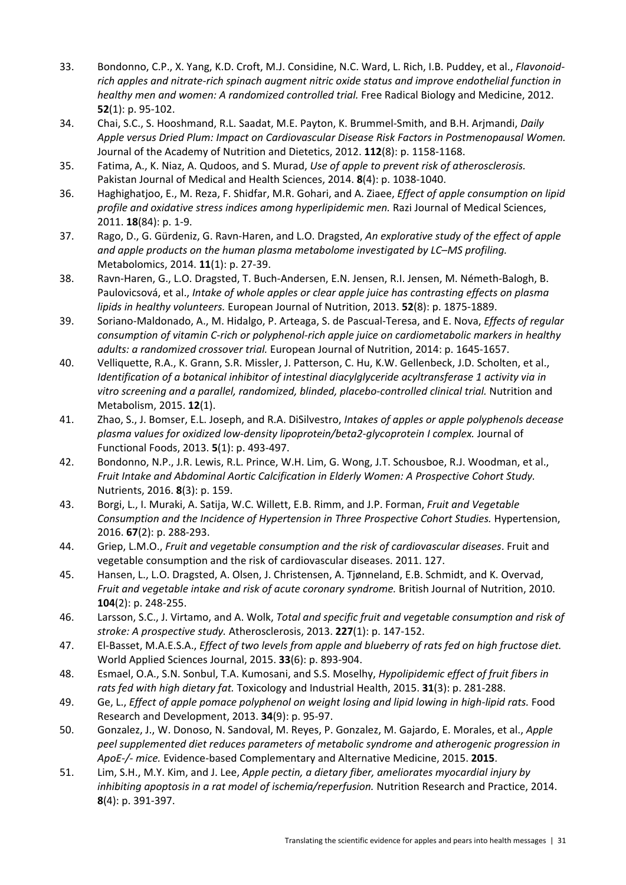33. Bondonno, C.P., X. Yang, K.D. Croft, M.J. Considine, N.C. Ward, L. Rich, I.B. Puddey, et al., *Flavonoid-rich apples and nitrate-rich spinach augment nitric oxide status and improve endothelial function in healthy men and women: A randomized controlled trial.* Free Radical Biology and Medicine, 2012. **52**(1): p. 95-102.
34. Chai, S.C., S. Hooshmand, R.L. Saadat, M.E. Payton, K. Brummel-Smith, and B.H. Arjmandi, *Daily Apple versus Dried Plum: Impact on Cardiovascular Disease Risk Factors in Postmenopausal Women.* Journal of the Academy of Nutrition and Dietetics, 2012. **112**(8): p. 1158-1168.
35. Fatima, A., K. Niaz, A. Qudoos, and S. Murad, *Use of apple to prevent risk of atherosclerosis.* Pakistan Journal of Medical and Health Sciences, 2014. **8**(4): p. 1038-1040.
36. Haghighatjoo, E., M. Reza, F. Shidfar, M.R. Gohari, and A. Ziaee, *Effect of apple consumption on lipid profile and oxidative stress indices among hyperlipidemic men.* Razi Journal of Medical Sciences, 2011. **18**(84): p. 1-9.
37. Rago, D., G. Gürdeniz, G. Ravn-Haren, and L.O. Dragsted, *An explorative study of the effect of apple and apple products on the human plasma metabolome investigated by LC–MS profiling.* Metabolomics, 2014. **11**(1): p. 27-39.
38. Ravn-Haren, G., L.O. Dragsted, T. Buch-Andersen, E.N. Jensen, R.I. Jensen, M. Németh-Balogh, B. Paulovicsová, et al., *Intake of whole apples or clear apple juice has contrasting effects on plasma lipids in healthy volunteers.* European Journal of Nutrition, 2013. **52**(8): p. 1875-1889.
39. Soriano-Maldonado, A., M. Hidalgo, P. Arteaga, S. de Pascual-Teresa, and E. Nova, *Effects of regular consumption of vitamin C-rich or polyphenol-rich apple juice on cardiometabolic markers in healthy adults: a randomized crossover trial.* European Journal of Nutrition, 2014: p. 1645-1657.
40. Velliquette, R.A., K. Grann, S.R. Missler, J. Patterson, C. Hu, K.W. Gellenbeck, J.D. Scholten, et al., *Identification of a botanical inhibitor of intestinal diacylglyceride acyltransferase 1 activity via in vitro screening and a parallel, randomized, blinded, placebo-controlled clinical trial.* Nutrition and Metabolism, 2015. **12**(1).
41. Zhao, S., J. Bomser, E.L. Joseph, and R.A. DiSilvestro, *Intakes of apples or apple polyphenols decease plasma values for oxidized low-density lipoprotein/beta2-glycoprotein I complex.* Journal of Functional Foods, 2013. **5**(1): p. 493-497.
42. Bondonno, N.P., J.R. Lewis, R.L. Prince, W.H. Lim, G. Wong, J.T. Schousboe, R.J. Woodman, et al., *Fruit Intake and Abdominal Aortic Calcification in Elderly Women: A Prospective Cohort Study.* Nutrients, 2016. **8**(3): p. 159.
43. Borgi, L., I. Muraki, A. Satija, W.C. Willett, E.B. Rimm, and J.P. Forman, *Fruit and Vegetable Consumption and the Incidence of Hypertension in Three Prospective Cohort Studies.* Hypertension, 2016. **67**(2): p. 288-293.
44. Griep, L.M.O., *Fruit and vegetable consumption and the risk of cardiovascular diseases*. Fruit and vegetable consumption and the risk of cardiovascular diseases. 2011. 127.
45. Hansen, L., L.O. Dragsted, A. Olsen, J. Christensen, A. Tjønneland, E.B. Schmidt, and K. Overvad, *Fruit and vegetable intake and risk of acute coronary syndrome.* British Journal of Nutrition, 2010. **104**(2): p. 248-255.
46. Larsson, S.C., J. Virtamo, and A. Wolk, *Total and specific fruit and vegetable consumption and risk of stroke: A prospective study.* Atherosclerosis, 2013. **227**(1): p. 147-152.
47. El-Basset, M.A.E.S.A., *Effect of two levels from apple and blueberry of rats fed on high fructose diet.* World Applied Sciences Journal, 2015. **33**(6): p. 893-904.
48. Esmael, O.A., S.N. Sonbul, T.A. Kumosani, and S.S. Moselhy, *Hypolipidemic effect of fruit fibers in rats fed with high dietary fat.* Toxicology and Industrial Health, 2015. **31**(3): p. 281-288.
49. Ge, L., *Effect of apple pomace polyphenol on weight losing and lipid lowing in high-lipid rats.* Food Research and Development, 2013. **34**(9): p. 95-97.
50. Gonzalez, J., W. Donoso, N. Sandoval, M. Reyes, P. Gonzalez, M. Gajardo, E. Morales, et al., *Apple peel supplemented diet reduces parameters of metabolic syndrome and atherogenic progression in ApoE-/- mice.* Evidence-based Complementary and Alternative Medicine, 2015. **2015**.
51. Lim, S.H., M.Y. Kim, and J. Lee, *Apple pectin, a dietary fiber, ameliorates myocardial injury by inhibiting apoptosis in a rat model of ischemia/reperfusion.* Nutrition Research and Practice, 2014. **8**(4): p. 391-397.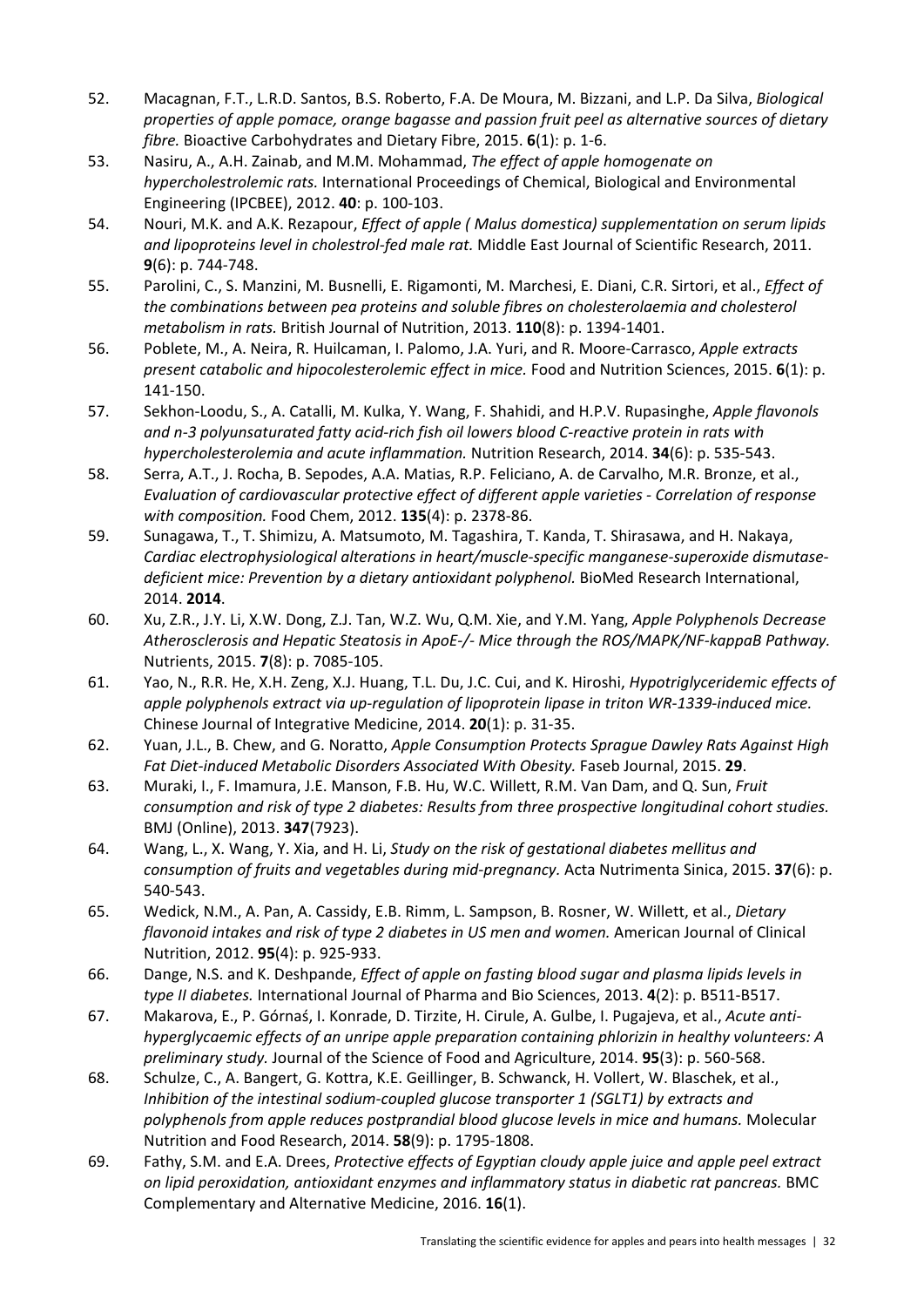52. Macagnan, F.T., L.R.D. Santos, B.S. Roberto, F.A. De Moura, M. Bizzani, and L.P. Da Silva, *Biological properties of apple pomace, orange bagasse and passion fruit peel as alternative sources of dietary fibre.* Bioactive Carbohydrates and Dietary Fibre, 2015. **6**(1): p. 1-6.
53. Nasiru, A., A.H. Zainab, and M.M. Mohammad, *The effect of apple homogenate on hypercholestrolemic rats.* International Proceedings of Chemical, Biological and Environmental Engineering (IPCBEE), 2012. **40**: p. 100-103.
54. Nouri, M.K. and A.K. Rezapour, *Effect of apple ( Malus domestica) supplementation on serum lipids and lipoproteins level in cholestrol-fed male rat.* Middle East Journal of Scientific Research, 2011. **9**(6): p. 744-748.
55. Parolini, C., S. Manzini, M. Busnelli, E. Rigamonti, M. Marchesi, E. Diani, C.R. Sirtori, et al., *Effect of the combinations between pea proteins and soluble fibres on cholesterolaemia and cholesterol metabolism in rats.* British Journal of Nutrition, 2013. **110**(8): p. 1394-1401.
56. Poblete, M., A. Neira, R. Huilcaman, I. Palomo, J.A. Yuri, and R. Moore-Carrasco, *Apple extracts present catabolic and hipocolesterolemic effect in mice.* Food and Nutrition Sciences, 2015. **6**(1): p. 141-150.
57. Sekhon-Loodu, S., A. Catalli, M. Kulka, Y. Wang, F. Shahidi, and H.P.V. Rupasinghe, *Apple flavonols and n-3 polyunsaturated fatty acid-rich fish oil lowers blood C-reactive protein in rats with hypercholesterolemia and acute inflammation.* Nutrition Research, 2014. **34**(6): p. 535-543.
58. Serra, A.T., J. Rocha, B. Sepodes, A.A. Matias, R.P. Feliciano, A. de Carvalho, M.R. Bronze, et al., *Evaluation of cardiovascular protective effect of different apple varieties - Correlation of response with composition.* Food Chem, 2012. **135**(4): p. 2378-86.
59. Sunagawa, T., T. Shimizu, A. Matsumoto, M. Tagashira, T. Kanda, T. Shirasawa, and H. Nakaya, *Cardiac electrophysiological alterations in heart/muscle-specific manganese-superoxide dismutase-deficient mice: Prevention by a dietary antioxidant polyphenol.* BioMed Research International, 2014. **2014**.
60. Xu, Z.R., J.Y. Li, X.W. Dong, Z.J. Tan, W.Z. Wu, Q.M. Xie, and Y.M. Yang, *Apple Polyphenols Decrease Atherosclerosis and Hepatic Steatosis in ApoE-/- Mice through the ROS/MAPK/NF-kappaB Pathway.* Nutrients, 2015. **7**(8): p. 7085-105.
61. Yao, N., R.R. He, X.H. Zeng, X.J. Huang, T.L. Du, J.C. Cui, and K. Hiroshi, *Hypotriglyceridemic effects of apple polyphenols extract via up-regulation of lipoprotein lipase in triton WR-1339-induced mice.* Chinese Journal of Integrative Medicine, 2014. **20**(1): p. 31-35.
62. Yuan, J.L., B. Chew, and G. Noratto, *Apple Consumption Protects Sprague Dawley Rats Against High Fat Diet-induced Metabolic Disorders Associated With Obesity.* Faseb Journal, 2015. **29**.
63. Muraki, I., F. Imamura, J.E. Manson, F.B. Hu, W.C. Willett, R.M. Van Dam, and Q. Sun, *Fruit consumption and risk of type 2 diabetes: Results from three prospective longitudinal cohort studies.* BMJ (Online), 2013. **347**(7923).
64. Wang, L., X. Wang, Y. Xia, and H. Li, *Study on the risk of gestational diabetes mellitus and consumption of fruits and vegetables during mid-pregnancy.* Acta Nutrimenta Sinica, 2015. **37**(6): p. 540-543.
65. Wedick, N.M., A. Pan, A. Cassidy, E.B. Rimm, L. Sampson, B. Rosner, W. Willett, et al., *Dietary flavonoid intakes and risk of type 2 diabetes in US men and women.* American Journal of Clinical Nutrition, 2012. **95**(4): p. 925-933.
66. Dange, N.S. and K. Deshpande, *Effect of apple on fasting blood sugar and plasma lipids levels in type II diabetes.* International Journal of Pharma and Bio Sciences, 2013. **4**(2): p. B511-B517.
67. Makarova, E., P. Górnaś, I. Konrade, D. Tirzite, H. Cirule, A. Gulbe, I. Pugajeva, et al., *Acute anti-hyperglycaemic effects of an unripe apple preparation containing phlorizin in healthy volunteers: A preliminary study.* Journal of the Science of Food and Agriculture, 2014. **95**(3): p. 560-568.
68. Schulze, C., A. Bangert, G. Kottra, K.E. Geillinger, B. Schwanck, H. Vollert, W. Blaschek, et al., *Inhibition of the intestinal sodium-coupled glucose transporter 1 (SGLT1) by extracts and polyphenols from apple reduces postprandial blood glucose levels in mice and humans.* Molecular Nutrition and Food Research, 2014. **58**(9): p. 1795-1808.
69. Fathy, S.M. and E.A. Drees, *Protective effects of Egyptian cloudy apple juice and apple peel extract on lipid peroxidation, antioxidant enzymes and inflammatory status in diabetic rat pancreas.* BMC Complementary and Alternative Medicine, 2016. **16**(1).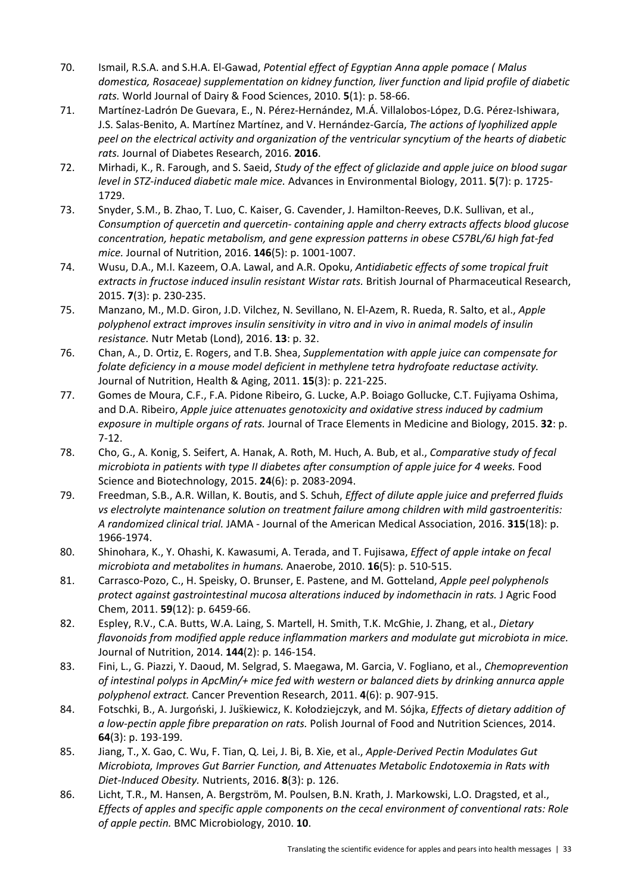70. Ismail, R.S.A. and S.H.A. El-Gawad, *Potential effect of Egyptian Anna apple pomace ( Malus domestica, Rosaceae) supplementation on kidney function, liver function and lipid profile of diabetic rats.* World Journal of Dairy & Food Sciences, 2010. **5**(1): p. 58-66.
71. Martínez-Ladrón De Guevara, E., N. Pérez-Hernández, M.Á. Villalobos-López, D.G. Pérez-Ishiwara, J.S. Salas-Benito, A. Martínez Martínez, and V. Hernández-García, *The actions of lyophilized apple peel on the electrical activity and organization of the ventricular syncytium of the hearts of diabetic rats.* Journal of Diabetes Research, 2016. **2016**.
72. Mirhadi, K., R. Farough, and S. Saeid, *Study of the effect of gliclazide and apple juice on blood sugar level in STZ-induced diabetic male mice.* Advances in Environmental Biology, 2011. **5**(7): p. 1725-1729.
73. Snyder, S.M., B. Zhao, T. Luo, C. Kaiser, G. Cavender, J. Hamilton-Reeves, D.K. Sullivan, et al., *Consumption of quercetin and quercetin- containing apple and cherry extracts affects blood glucose concentration, hepatic metabolism, and gene expression patterns in obese C57BL/6J high fat-fed mice.* Journal of Nutrition, 2016. **146**(5): p. 1001-1007.
74. Wusu, D.A., M.I. Kazeem, O.A. Lawal, and A.R. Opoku, *Antidiabetic effects of some tropical fruit extracts in fructose induced insulin resistant Wistar rats.* British Journal of Pharmaceutical Research, 2015. **7**(3): p. 230-235.
75. Manzano, M., M.D. Giron, J.D. Vilchez, N. Sevillano, N. El-Azem, R. Rueda, R. Salto, et al., *Apple polyphenol extract improves insulin sensitivity in vitro and in vivo in animal models of insulin resistance.* Nutr Metab (Lond), 2016. **13**: p. 32.
76. Chan, A., D. Ortiz, E. Rogers, and T.B. Shea, *Supplementation with apple juice can compensate for folate deficiency in a mouse model deficient in methylene tetra hydrofoate reductase activity.* Journal of Nutrition, Health & Aging, 2011. **15**(3): p. 221-225.
77. Gomes de Moura, C.F., F.A. Pidone Ribeiro, G. Lucke, A.P. Boiago Gollucke, C.T. Fujiyama Oshima, and D.A. Ribeiro, *Apple juice attenuates genotoxicity and oxidative stress induced by cadmium exposure in multiple organs of rats.* Journal of Trace Elements in Medicine and Biology, 2015. **32**: p. 7-12.
78. Cho, G., A. Konig, S. Seifert, A. Hanak, A. Roth, M. Huch, A. Bub, et al., *Comparative study of fecal microbiota in patients with type II diabetes after consumption of apple juice for 4 weeks.* Food Science and Biotechnology, 2015. **24**(6): p. 2083-2094.
79. Freedman, S.B., A.R. Willan, K. Boutis, and S. Schuh, *Effect of dilute apple juice and preferred fluids vs electrolyte maintenance solution on treatment failure among children with mild gastroenteritis: A randomized clinical trial.* JAMA - Journal of the American Medical Association, 2016. **315**(18): p. 1966-1974.
80. Shinohara, K., Y. Ohashi, K. Kawasumi, A. Terada, and T. Fujisawa, *Effect of apple intake on fecal microbiota and metabolites in humans.* Anaerobe, 2010. **16**(5): p. 510-515.
81. Carrasco-Pozo, C., H. Speisky, O. Brunser, E. Pastene, and M. Gotteland, *Apple peel polyphenols protect against gastrointestinal mucosa alterations induced by indomethacin in rats.* J Agric Food Chem, 2011. **59**(12): p. 6459-66.
82. Espley, R.V., C.A. Butts, W.A. Laing, S. Martell, H. Smith, T.K. McGhie, J. Zhang, et al., *Dietary flavonoids from modified apple reduce inflammation markers and modulate gut microbiota in mice.* Journal of Nutrition, 2014. **144**(2): p. 146-154.
83. Fini, L., G. Piazzi, Y. Daoud, M. Selgrad, S. Maegawa, M. Garcia, V. Fogliano, et al., *Chemoprevention of intestinal polyps in ApcMin/+ mice fed with western or balanced diets by drinking annurca apple polyphenol extract.* Cancer Prevention Research, 2011. **4**(6): p. 907-915.
84. Fotschki, B., A. Jurgoński, J. Juśkiewicz, K. Kołodziejczyk, and M. Sójka, *Effects of dietary addition of a low-pectin apple fibre preparation on rats.* Polish Journal of Food and Nutrition Sciences, 2014. **64**(3): p. 193-199.
85. Jiang, T., X. Gao, C. Wu, F. Tian, Q. Lei, J. Bi, B. Xie, et al., *Apple-Derived Pectin Modulates Gut Microbiota, Improves Gut Barrier Function, and Attenuates Metabolic Endotoxemia in Rats with Diet-Induced Obesity.* Nutrients, 2016. **8**(3): p. 126.
86. Licht, T.R., M. Hansen, A. Bergström, M. Poulsen, B.N. Krath, J. Markowski, L.O. Dragsted, et al., *Effects of apples and specific apple components on the cecal environment of conventional rats: Role of apple pectin.* BMC Microbiology, 2010. **10**.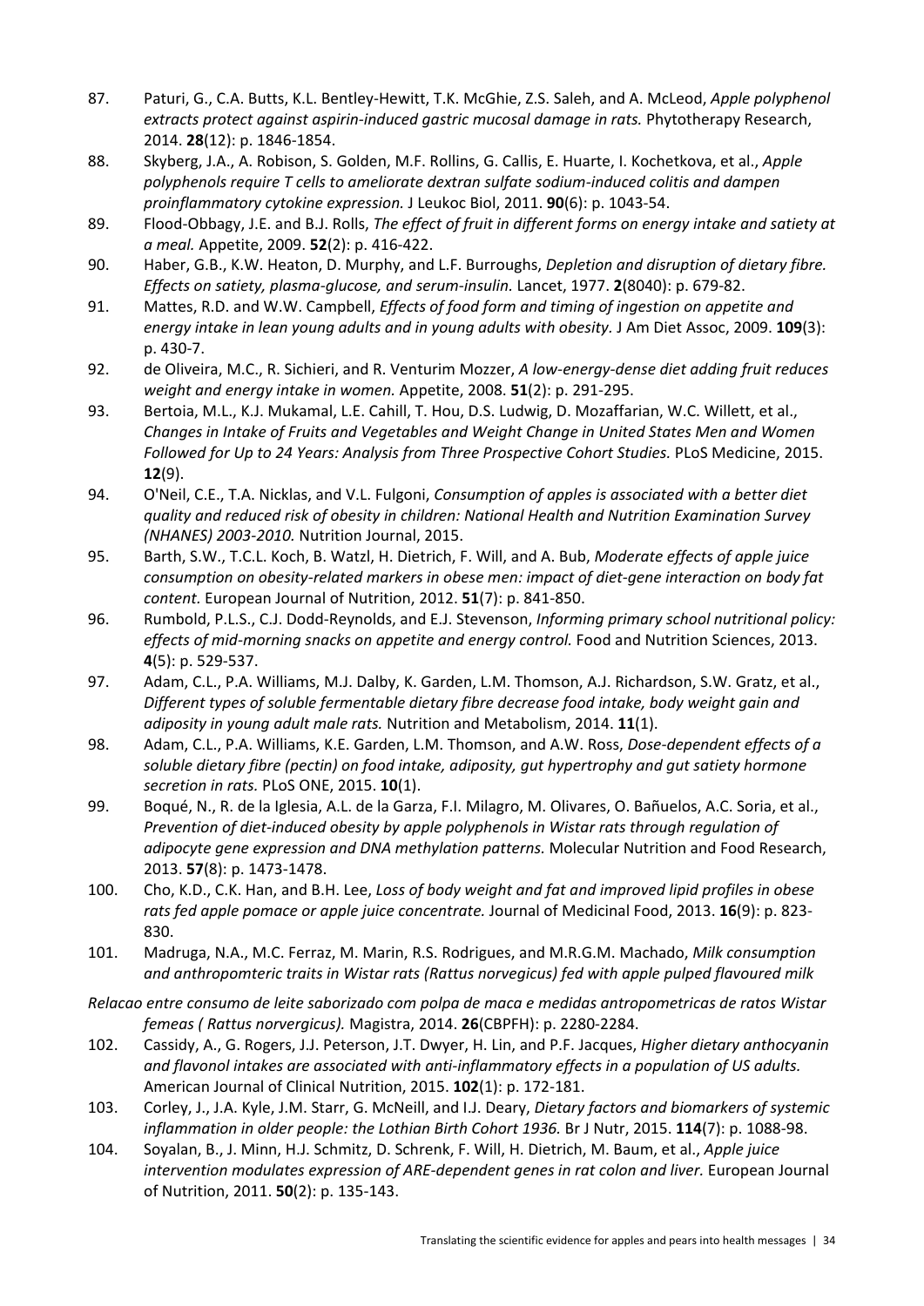87. Paturi, G., C.A. Butts, K.L. Bentley-Hewitt, T.K. McGhie, Z.S. Saleh, and A. McLeod, *Apple polyphenol extracts protect against aspirin-induced gastric mucosal damage in rats.* Phytotherapy Research, 2014. **28**(12): p. 1846-1854.
88. Skyberg, J.A., A. Robison, S. Golden, M.F. Rollins, G. Callis, E. Huarte, I. Kochetkova, et al., *Apple polyphenols require T cells to ameliorate dextran sulfate sodium-induced colitis and dampen proinflammatory cytokine expression.* J Leukoc Biol, 2011. **90**(6): p. 1043-54.
89. Flood-Obbagy, J.E. and B.J. Rolls, *The effect of fruit in different forms on energy intake and satiety at a meal.* Appetite, 2009. **52**(2): p. 416-422.
90. Haber, G.B., K.W. Heaton, D. Murphy, and L.F. Burroughs, *Depletion and disruption of dietary fibre. Effects on satiety, plasma-glucose, and serum-insulin.* Lancet, 1977. **2**(8040): p. 679-82.
91. Mattes, R.D. and W.W. Campbell, *Effects of food form and timing of ingestion on appetite and energy intake in lean young adults and in young adults with obesity.* J Am Diet Assoc, 2009. **109**(3): p. 430-7.
92. de Oliveira, M.C., R. Sichieri, and R. Venturim Mozzer, *A low-energy-dense diet adding fruit reduces weight and energy intake in women.* Appetite, 2008. **51**(2): p. 291-295.
93. Bertoia, M.L., K.J. Mukamal, L.E. Cahill, T. Hou, D.S. Ludwig, D. Mozaffarian, W.C. Willett, et al., *Changes in Intake of Fruits and Vegetables and Weight Change in United States Men and Women Followed for Up to 24 Years: Analysis from Three Prospective Cohort Studies.* PLoS Medicine, 2015. **12**(9).
94. O'Neil, C.E., T.A. Nicklas, and V.L. Fulgoni, *Consumption of apples is associated with a better diet quality and reduced risk of obesity in children: National Health and Nutrition Examination Survey (NHANES) 2003-2010.* Nutrition Journal, 2015.
95. Barth, S.W., T.C.L. Koch, B. Watzl, H. Dietrich, F. Will, and A. Bub, *Moderate effects of apple juice consumption on obesity-related markers in obese men: impact of diet-gene interaction on body fat content.* European Journal of Nutrition, 2012. **51**(7): p. 841-850.
96. Rumbold, P.L.S., C.J. Dodd-Reynolds, and E.J. Stevenson, *Informing primary school nutritional policy: effects of mid-morning snacks on appetite and energy control.* Food and Nutrition Sciences, 2013. **4**(5): p. 529-537.
97. Adam, C.L., P.A. Williams, M.J. Dalby, K. Garden, L.M. Thomson, A.J. Richardson, S.W. Gratz, et al., *Different types of soluble fermentable dietary fibre decrease food intake, body weight gain and adiposity in young adult male rats.* Nutrition and Metabolism, 2014. **11**(1).
98. Adam, C.L., P.A. Williams, K.E. Garden, L.M. Thomson, and A.W. Ross, *Dose-dependent effects of a soluble dietary fibre (pectin) on food intake, adiposity, gut hypertrophy and gut satiety hormone secretion in rats.* PLoS ONE, 2015. **10**(1).
99. Boqué, N., R. de la Iglesia, A.L. de la Garza, F.I. Milagro, M. Olivares, O. Bañuelos, A.C. Soria, et al., *Prevention of diet-induced obesity by apple polyphenols in Wistar rats through regulation of adipocyte gene expression and DNA methylation patterns.* Molecular Nutrition and Food Research, 2013. **57**(8): p. 1473-1478.
100. Cho, K.D., C.K. Han, and B.H. Lee, *Loss of body weight and fat and improved lipid profiles in obese rats fed apple pomace or apple juice concentrate.* Journal of Medicinal Food, 2013. **16**(9): p. 823-830.
101. Madruga, N.A., M.C. Ferraz, M. Marin, R.S. Rodrigues, and M.R.G.M. Machado, *Milk consumption and anthropomteric traits in Wistar rats (Rattus norvegicus) fed with apple pulped flavoured milk*

*Relacao entre consumo de leite saborizado com polpa de maca e medidas antropometricas de ratos Wistar femeas ( Rattus norvergicus).* Magistra, 2014. **26**(CBPFH): p. 2280-2284.

102. Cassidy, A., G. Rogers, J.J. Peterson, J.T. Dwyer, H. Lin, and P.F. Jacques, *Higher dietary anthocyanin and flavonol intakes are associated with anti-inflammatory effects in a population of US adults.* American Journal of Clinical Nutrition, 2015. **102**(1): p. 172-181.
103. Corley, J., J.A. Kyle, J.M. Starr, G. McNeill, and I.J. Deary, *Dietary factors and biomarkers of systemic inflammation in older people: the Lothian Birth Cohort 1936.* Br J Nutr, 2015. **114**(7): p. 1088-98.
104. Soyalan, B., J. Minn, H.J. Schmitz, D. Schrenk, F. Will, H. Dietrich, M. Baum, et al., *Apple juice intervention modulates expression of ARE-dependent genes in rat colon and liver.* European Journal of Nutrition, 2011. **50**(2): p. 135-143.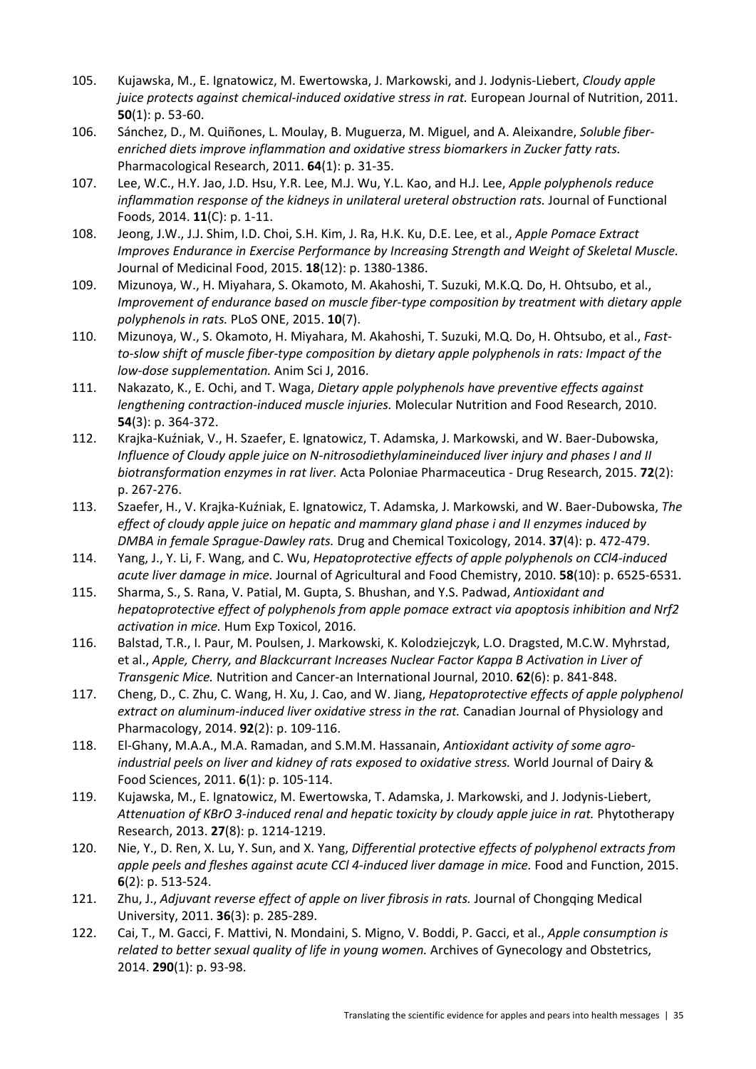105. Kujawska, M., E. Ignatowicz, M. Ewertowska, J. Markowski, and J. Jodynis-Liebert, *Cloudy apple juice protects against chemical-induced oxidative stress in rat.* European Journal of Nutrition, 2011. **50**(1): p. 53-60.
106. Sánchez, D., M. Quiñones, L. Moulay, B. Muguerza, M. Miguel, and A. Aleixandre, *Soluble fiber-enriched diets improve inflammation and oxidative stress biomarkers in Zucker fatty rats.* Pharmacological Research, 2011. **64**(1): p. 31-35.
107. Lee, W.C., H.Y. Jao, J.D. Hsu, Y.R. Lee, M.J. Wu, Y.L. Kao, and H.J. Lee, *Apple polyphenols reduce inflammation response of the kidneys in unilateral ureteral obstruction rats.* Journal of Functional Foods, 2014. **11**(C): p. 1-11.
108. Jeong, J.W., J.J. Shim, I.D. Choi, S.H. Kim, J. Ra, H.K. Ku, D.E. Lee, et al., *Apple Pomace Extract Improves Endurance in Exercise Performance by Increasing Strength and Weight of Skeletal Muscle.* Journal of Medicinal Food, 2015. **18**(12): p. 1380-1386.
109. Mizunoya, W., H. Miyahara, S. Okamoto, M. Akahoshi, T. Suzuki, M.K.Q. Do, H. Ohtsubo, et al., *Improvement of endurance based on muscle fiber-type composition by treatment with dietary apple polyphenols in rats.* PLoS ONE, 2015. **10**(7).
110. Mizunoya, W., S. Okamoto, H. Miyahara, M. Akahoshi, T. Suzuki, M.Q. Do, H. Ohtsubo, et al., *Fast-to-slow shift of muscle fiber-type composition by dietary apple polyphenols in rats: Impact of the low-dose supplementation.* Anim Sci J, 2016.
111. Nakazato, K., E. Ochi, and T. Waga, *Dietary apple polyphenols have preventive effects against lengthening contraction-induced muscle injuries.* Molecular Nutrition and Food Research, 2010. **54**(3): p. 364-372.
112. Krajka-Kuźniak, V., H. Szaefer, E. Ignatowicz, T. Adamska, J. Markowski, and W. Baer-Dubowska, *Influence of Cloudy apple juice on N-nitrosodiethylamineinduced liver injury and phases I and II biotransformation enzymes in rat liver.* Acta Poloniae Pharmaceutica - Drug Research, 2015. **72**(2): p. 267-276.
113. Szaefer, H., V. Krajka-Kuźniak, E. Ignatowicz, T. Adamska, J. Markowski, and W. Baer-Dubowska, *The effect of cloudy apple juice on hepatic and mammary gland phase i and II enzymes induced by DMBA in female Sprague-Dawley rats.* Drug and Chemical Toxicology, 2014. **37**(4): p. 472-479.
114. Yang, J., Y. Li, F. Wang, and C. Wu, *Hepatoprotective effects of apple polyphenols on CCl4-induced acute liver damage in mice.* Journal of Agricultural and Food Chemistry, 2010. **58**(10): p. 6525-6531.
115. Sharma, S., S. Rana, V. Patial, M. Gupta, S. Bhushan, and Y.S. Padwad, *Antioxidant and hepatoprotective effect of polyphenols from apple pomace extract via apoptosis inhibition and Nrf2 activation in mice.* Hum Exp Toxicol, 2016.
116. Balstad, T.R., I. Paur, M. Poulsen, J. Markowski, K. Kolodziejczyk, L.O. Dragsted, M.C.W. Myhrstad, et al., *Apple, Cherry, and Blackcurrant Increases Nuclear Factor Kappa B Activation in Liver of Transgenic Mice.* Nutrition and Cancer-an International Journal, 2010. **62**(6): p. 841-848.
117. Cheng, D., C. Zhu, C. Wang, H. Xu, J. Cao, and W. Jiang, *Hepatoprotective effects of apple polyphenol extract on aluminum-induced liver oxidative stress in the rat.* Canadian Journal of Physiology and Pharmacology, 2014. **92**(2): p. 109-116.
118. El-Ghany, M.A.A., M.A. Ramadan, and S.M.M. Hassanain, *Antioxidant activity of some agro-industrial peels on liver and kidney of rats exposed to oxidative stress.* World Journal of Dairy & Food Sciences, 2011. **6**(1): p. 105-114.
119. Kujawska, M., E. Ignatowicz, M. Ewertowska, T. Adamska, J. Markowski, and J. Jodynis-Liebert, *Attenuation of KBrO 3-induced renal and hepatic toxicity by cloudy apple juice in rat.* Phytotherapy Research, 2013. **27**(8): p. 1214-1219.
120. Nie, Y., D. Ren, X. Lu, Y. Sun, and X. Yang, *Differential protective effects of polyphenol extracts from apple peels and fleshes against acute CCl 4-induced liver damage in mice.* Food and Function, 2015. **6**(2): p. 513-524.
121. Zhu, J., *Adjuvant reverse effect of apple on liver fibrosis in rats.* Journal of Chongqing Medical University, 2011. **36**(3): p. 285-289.
122. Cai, T., M. Gacci, F. Mattivi, N. Mondaini, S. Migno, V. Boddi, P. Gacci, et al., *Apple consumption is related to better sexual quality of life in young women.* Archives of Gynecology and Obstetrics, 2014. **290**(1): p. 93-98.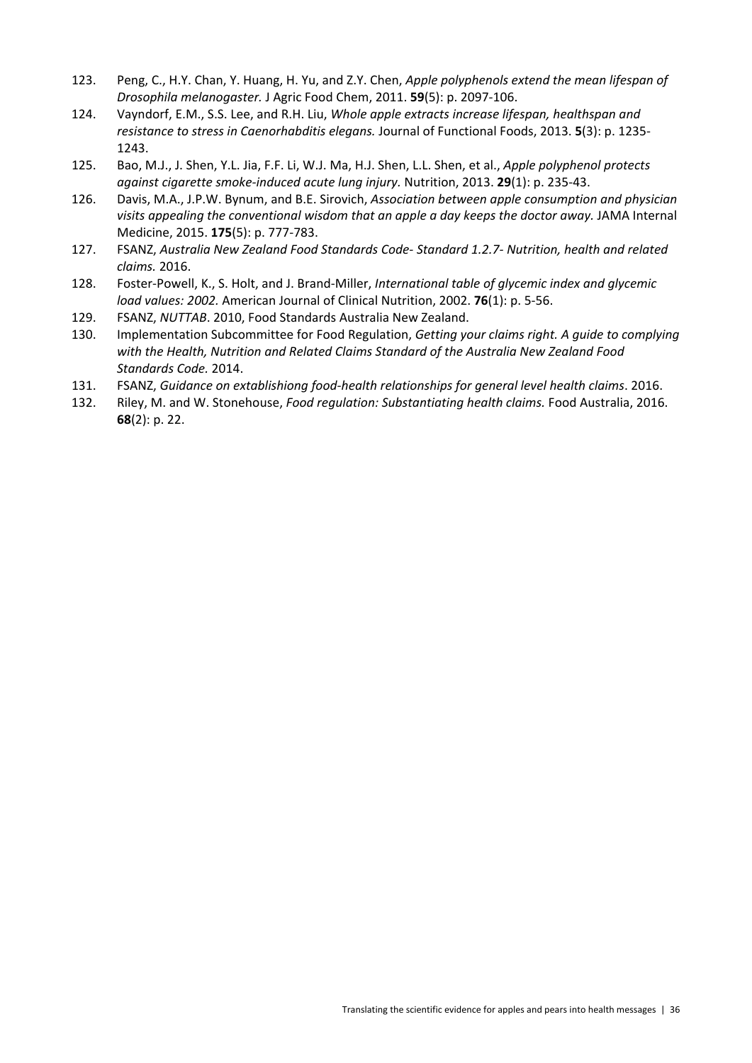123. Peng, C., H.Y. Chan, Y. Huang, H. Yu, and Z.Y. Chen, *Apple polyphenols extend the mean lifespan of Drosophila melanogaster.* J Agric Food Chem, 2011. **59**(5): p. 2097-106.
124. Vayndorf, E.M., S.S. Lee, and R.H. Liu, *Whole apple extracts increase lifespan, healthspan and resistance to stress in Caenorhabditis elegans.* Journal of Functional Foods, 2013. **5**(3): p. 1235-1243.
125. Bao, M.J., J. Shen, Y.L. Jia, F.F. Li, W.J. Ma, H.J. Shen, L.L. Shen, et al., *Apple polyphenol protects against cigarette smoke-induced acute lung injury.* Nutrition, 2013. **29**(1): p. 235-43.
126. Davis, M.A., J.P.W. Bynum, and B.E. Sirovich, *Association between apple consumption and physician visits appealing the conventional wisdom that an apple a day keeps the doctor away.* JAMA Internal Medicine, 2015. **175**(5): p. 777-783.
127. FSANZ, *Australia New Zealand Food Standards Code- Standard 1.2.7- Nutrition, health and related claims.* 2016.
128. Foster-Powell, K., S. Holt, and J. Brand-Miller, *International table of glycemic index and glycemic load values: 2002.* American Journal of Clinical Nutrition, 2002. **76**(1): p. 5-56.
129. FSANZ, *NUTTAB*. 2010, Food Standards Australia New Zealand.
130. Implementation Subcommittee for Food Regulation, *Getting your claims right. A guide to complying with the Health, Nutrition and Related Claims Standard of the Australia New Zealand Food Standards Code.* 2014.
131. FSANZ, *Guidance on extablishiong food-health relationships for general level health claims*. 2016.
132. Riley, M. and W. Stonehouse, *Food regulation: Substantiating health claims.* Food Australia, 2016. **68**(2): p. 22.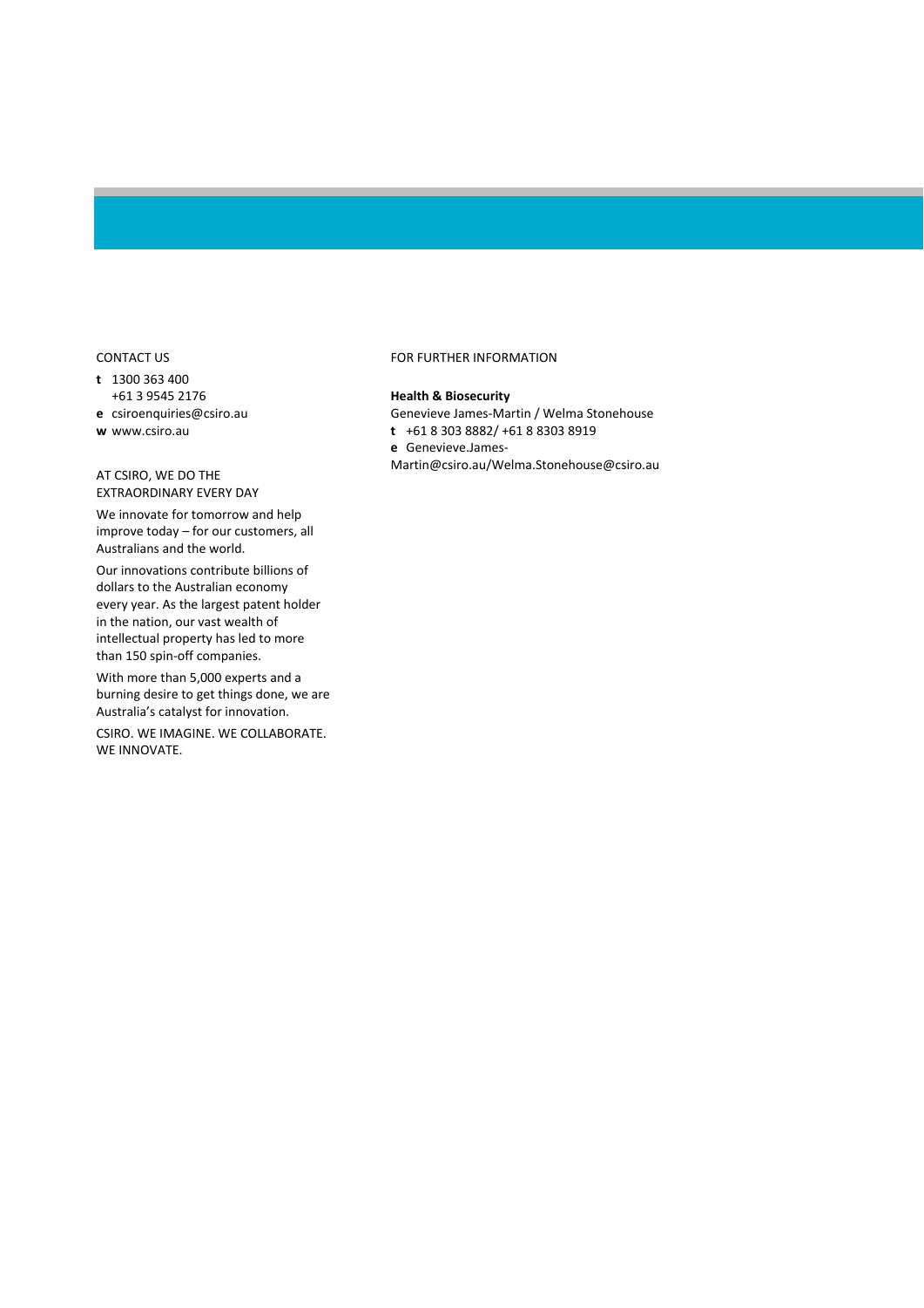CONTACT US

**t** 1300 363 400
+61 3 9545 2176
**e** csiroenquiries@csiro.au
**w** www.csiro.au

AT CSIRO, WE DO THE EXTRAORDINARY EVERY DAY

We innovate for tomorrow and help improve today – for our customers, all Australians and the world.

Our innovations contribute billions of dollars to the Australian economy every year. As the largest patent holder in the nation, our vast wealth of intellectual property has led to more than 150 spin-off companies.

With more than 5,000 experts and a burning desire to get things done, we are Australia's catalyst for innovation.

CSIRO. WE IMAGINE. WE COLLABORATE. WE INNOVATE.

FOR FURTHER INFORMATION

**Health & Biosecurity**
Genevieve James-Martin / Welma Stonehouse
**t** +61 8 303 8882/ +61 8 8303 8919
**e** Genevieve.James-Martin@csiro.au/Welma.Stonehouse@csiro.au